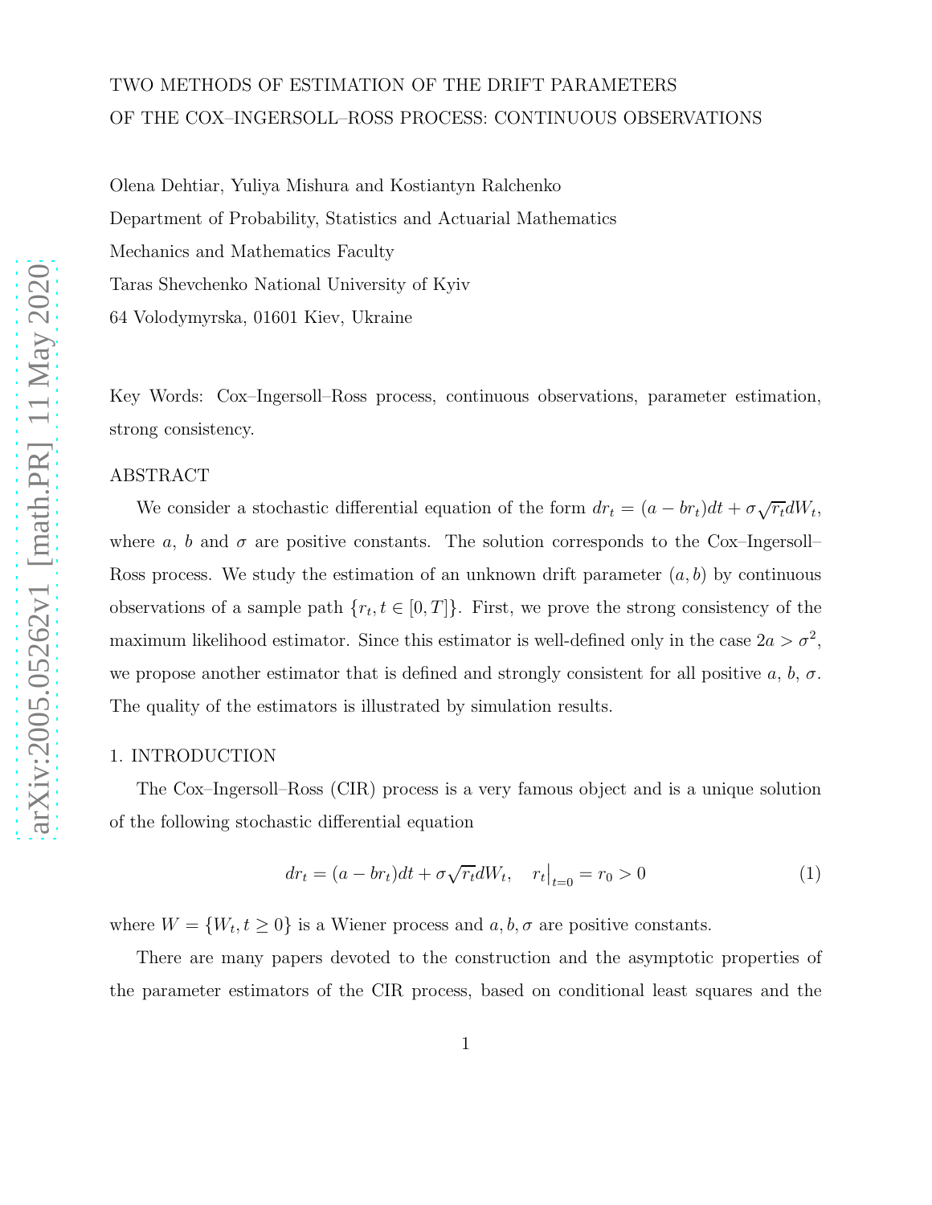# TWO METHODS OF ESTIMATION OF THE DRIFT PARAMETERS OF THE COX–INGERSOLL–ROSS PROCESS: CONTINUOUS OBSERVATIONS

Olena Dehtiar, Yuliya Mishura and Kostiantyn Ralchenko

Department of Probability, Statistics and Actuarial Mathematics

Mechanics and Mathematics Faculty

Taras Shevchenko National University of Kyiv

64 Volodymyrska, 01601 Kiev, Ukraine

Key Words: Cox–Ingersoll–Ross process, continuous observations, parameter estimation, strong consistency.

## ABSTRACT

We consider a stochastic differential equation of the form $dr_t = (a - br_t)dt + \sigma\sqrt{r_t}dW_t$, where $a$, $b$ and $\sigma$ are positive constants. The solution corresponds to the Cox–Ingersoll–Ross process. We study the estimation of an unknown drift parameter $(a, b)$ by continuous observations of a sample path $\{r_t, t \in [0, T]\}$. First, we prove the strong consistency of the maximum likelihood estimator. Since this estimator is well-defined only in the case $2a > \sigma^2$, we propose another estimator that is defined and strongly consistent for all positive $a$, $b$, $\sigma$. The quality of the estimators is illustrated by simulation results.

## 1. INTRODUCTION

The Cox–Ingersoll–Ross (CIR) process is a very famous object and is a unique solution of the following stochastic differential equation

$$dr_t = (a - br_t)dt + \sigma\sqrt{r_t}dW_t, \quad r_t\big|_{t=0} = r_0 > 0 \tag{1}$$

where $W = \{W_t, t \geq 0\}$ is a Wiener process and $a, b, \sigma$ are positive constants.

There are many papers devoted to the construction and the asymptotic properties of the parameter estimators of the CIR process, based on conditional least squares and the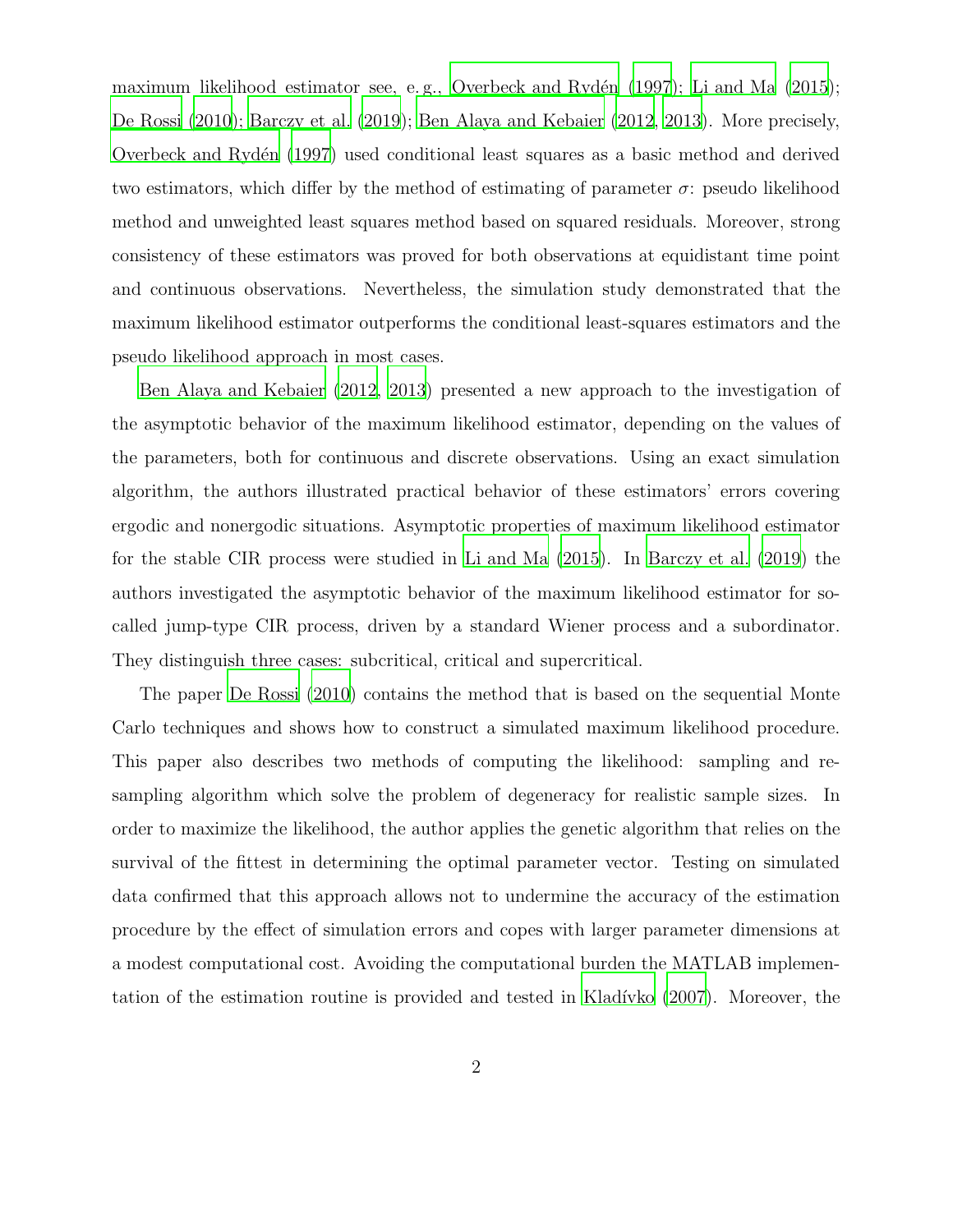maximum likelihood estimator see, e. g., Overbeck and Rydén (1997); Li and Ma (2015); De Rossi (2010); Barczy et al. (2019); Ben Alaya and Kebaier (2012, 2013). More precisely, Overbeck and Rydén (1997) used conditional least squares as a basic method and derived two estimators, which differ by the method of estimating of parameter $\sigma$: pseudo likelihood method and unweighted least squares method based on squared residuals. Moreover, strong consistency of these estimators was proved for both observations at equidistant time point and continuous observations. Nevertheless, the simulation study demonstrated that the maximum likelihood estimator outperforms the conditional least-squares estimators and the pseudo likelihood approach in most cases.

Ben Alaya and Kebaier (2012, 2013) presented a new approach to the investigation of the asymptotic behavior of the maximum likelihood estimator, depending on the values of the parameters, both for continuous and discrete observations. Using an exact simulation algorithm, the authors illustrated practical behavior of these estimators' errors covering ergodic and nonergodic situations. Asymptotic properties of maximum likelihood estimator for the stable CIR process were studied in Li and Ma (2015). In Barczy et al. (2019) the authors investigated the asymptotic behavior of the maximum likelihood estimator for so-called jump-type CIR process, driven by a standard Wiener process and a subordinator. They distinguish three cases: subcritical, critical and supercritical.

The paper De Rossi (2010) contains the method that is based on the sequential Monte Carlo techniques and shows how to construct a simulated maximum likelihood procedure. This paper also describes two methods of computing the likelihood: sampling and re-sampling algorithm which solve the problem of degeneracy for realistic sample sizes. In order to maximize the likelihood, the author applies the genetic algorithm that relies on the survival of the fittest in determining the optimal parameter vector. Testing on simulated data confirmed that this approach allows not to undermine the accuracy of the estimation procedure by the effect of simulation errors and copes with larger parameter dimensions at a modest computational cost. Avoiding the computational burden the MATLAB implementation of the estimation routine is provided and tested in Kladívko (2007). Moreover, the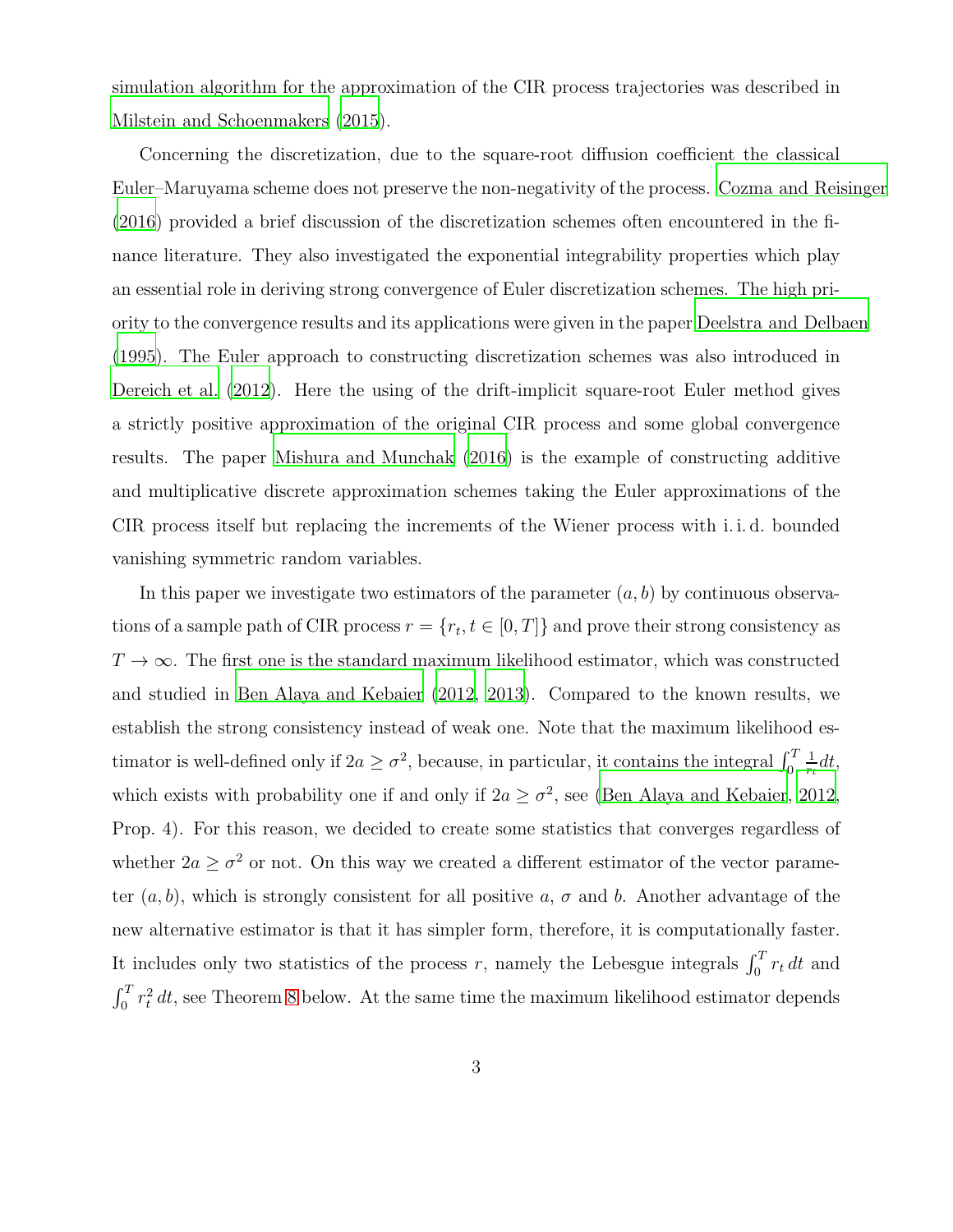simulation algorithm for the approximation of the CIR process trajectories was described in Milstein and Schoenmakers (2015).

Concerning the discretization, due to the square-root diffusion coefficient the classical Euler–Maruyama scheme does not preserve the non-negativity of the process. Cozma and Reisinger (2016) provided a brief discussion of the discretization schemes often encountered in the finance literature. They also investigated the exponential integrability properties which play an essential role in deriving strong convergence of Euler discretization schemes. The high priority to the convergence results and its applications were given in the paper Deelstra and Delbaen (1995). The Euler approach to constructing discretization schemes was also introduced in Dereich et al. (2012). Here the using of the drift-implicit square-root Euler method gives a strictly positive approximation of the original CIR process and some global convergence results. The paper Mishura and Munchak (2016) is the example of constructing additive and multiplicative discrete approximation schemes taking the Euler approximations of the CIR process itself but replacing the increments of the Wiener process with i. i. d. bounded vanishing symmetric random variables.

In this paper we investigate two estimators of the parameter $(a, b)$ by continuous observations of a sample path of CIR process $r = \{r_t, t \in [0, T]\}$ and prove their strong consistency as $T \to \infty$. The first one is the standard maximum likelihood estimator, which was constructed and studied in Ben Alaya and Kebaier (2012, 2013). Compared to the known results, we establish the strong consistency instead of weak one. Note that the maximum likelihood estimator is well-defined only if $2a \ge \sigma^2$, because, in particular, it contains the integral $\int_0^T \frac{1}{r_t} dt$, which exists with probability one if and only if $2a \ge \sigma^2$, see (Ben Alaya and Kebaier, 2012, Prop. 4). For this reason, we decided to create some statistics that converges regardless of whether $2a \ge \sigma^2$ or not. On this way we created a different estimator of the vector parameter $(a, b)$, which is strongly consistent for all positive $a$, $\sigma$ and $b$. Another advantage of the new alternative estimator is that it has simpler form, therefore, it is computationally faster. It includes only two statistics of the process $r$, namely the Lebesgue integrals $\int_0^T r_t \, dt$ and $\int_0^T r_t^2 \, dt$, see Theorem 8 below. At the same time the maximum likelihood estimator depends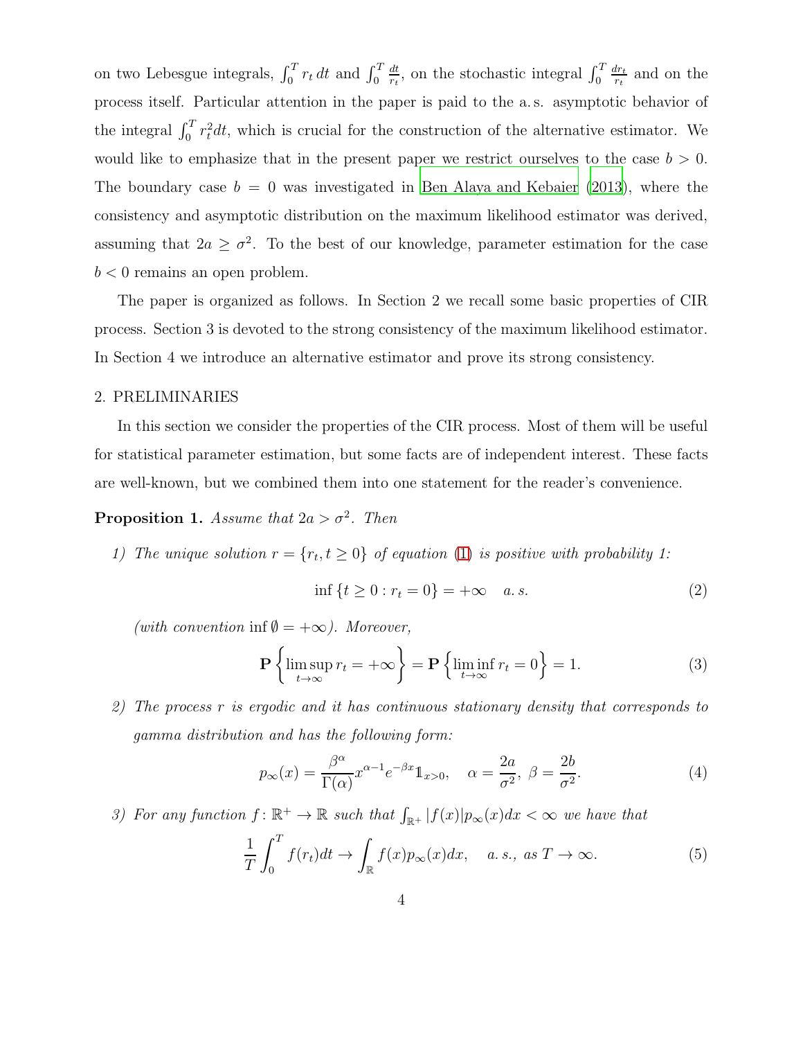on two Lebesgue integrals, $\int_0^T r_t\,dt$ and $\int_0^T \frac{dt}{r_t}$, on the stochastic integral $\int_0^T \frac{dr_t}{r_t}$ and on the process itself. Particular attention in the paper is paid to the a. s. asymptotic behavior of the integral $\int_0^T r_t^2 dt$, which is crucial for the construction of the alternative estimator. We would like to emphasize that in the present paper we restrict ourselves to the case $b > 0$. The boundary case $b = 0$ was investigated in Ben Alaya and Kebaier (2013), where the consistency and asymptotic distribution on the maximum likelihood estimator was derived, assuming that $2a \geq \sigma^2$. To the best of our knowledge, parameter estimation for the case $b < 0$ remains an open problem.

The paper is organized as follows. In Section 2 we recall some basic properties of CIR process. Section 3 is devoted to the strong consistency of the maximum likelihood estimator. In Section 4 we introduce an alternative estimator and prove its strong consistency.

## 2. PRELIMINARIES

In this section we consider the properties of the CIR process. Most of them will be useful for statistical parameter estimation, but some facts are of independent interest. These facts are well-known, but we combined them into one statement for the reader's convenience.

**Proposition 1.** *Assume that $2a > \sigma^2$. Then*

1) *The unique solution $r = \{r_t, t \geq 0\}$ of equation (1) is positive with probability 1:*

$$\inf\{t \geq 0 : r_t = 0\} = +\infty \quad a.\,s. \tag{2}$$

*(with convention $\inf \emptyset = +\infty$). Moreover,*

$$\mathbf{P}\left\{\limsup_{t\to\infty} r_t = +\infty\right\} = \mathbf{P}\left\{\liminf_{t\to\infty} r_t = 0\right\} = 1. \tag{3}$$

2) *The process $r$ is ergodic and it has continuous stationary density that corresponds to gamma distribution and has the following form:*

$$p_\infty(x) = \frac{\beta^\alpha}{\Gamma(\alpha)} x^{\alpha-1} e^{-\beta x} \mathbb{1}_{x>0}, \quad \alpha = \frac{2a}{\sigma^2},\ \beta = \frac{2b}{\sigma^2}. \tag{4}$$

3) *For any function $f\colon \mathbb{R}^+ \to \mathbb{R}$ such that $\int_{\mathbb{R}^+} |f(x)| p_\infty(x) dx < \infty$ we have that*

$$\frac{1}{T}\int_0^T f(r_t) dt \to \int_{\mathbb{R}} f(x) p_\infty(x) dx, \quad a.\,s.,\ as\ T \to \infty. \tag{5}$$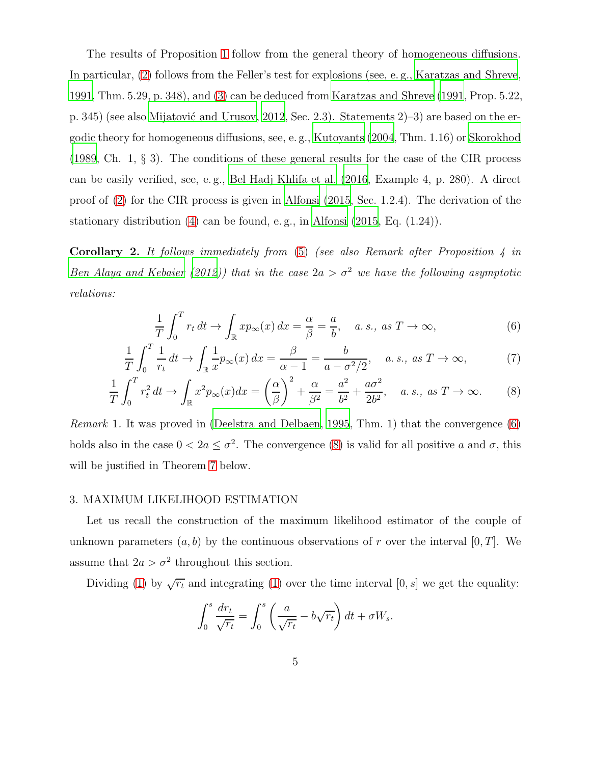The results of Proposition 1 follow from the general theory of homogeneous diffusions. In particular, (2) follows from the Feller's test for explosions (see, e. g., Karatzas and Shreve, 1991, Thm. 5.29, p. 348), and (3) can be deduced from Karatzas and Shreve (1991, Prop. 5.22, p. 345) (see also Mijatović and Urusov, 2012, Sec. 2.3). Statements 2)–3) are based on the ergodic theory for homogeneous diffusions, see, e. g., Kutoyants (2004, Thm. 1.16) or Skorokhod (1989, Ch. 1, § 3). The conditions of these general results for the case of the CIR process can be easily verified, see, e. g., Bel Hadj Khlifa et al. (2016, Example 4, p. 280). A direct proof of (2) for the CIR process is given in Alfonsi (2015, Sec. 1.2.4). The derivation of the stationary distribution (4) can be found, e. g., in Alfonsi (2015, Eq. (1.24)).

**Corollary 2.** *It follows immediately from (5) (see also Remark after Proposition 4 in Ben Alaya and Kebaier (2012)) that in the case $2a > \sigma^2$ we have the following asymptotic relations:*

$$\frac{1}{T}\int_0^T r_t\,dt \to \int_{\mathbb{R}} x p_\infty(x)\,dx = \frac{\alpha}{\beta} = \frac{a}{b}, \quad \text{a. s., as } T\to\infty, \tag{6}$$

$$\frac{1}{T}\int_0^T \frac{1}{r_t}\,dt \to \int_{\mathbb{R}} \frac{1}{x} p_\infty(x)\,dx = \frac{\beta}{\alpha-1} = \frac{b}{a-\sigma^2/2}, \quad \text{a. s., as } T\to\infty, \tag{7}$$

$$\frac{1}{T}\int_0^T r_t^2\,dt \to \int_{\mathbb{R}} x^2 p_\infty(x)dx = \left(\frac{\alpha}{\beta}\right)^2 + \frac{\alpha}{\beta^2} = \frac{a^2}{b^2} + \frac{a\sigma^2}{2b^2}, \quad \text{a. s., as } T\to\infty. \tag{8}$$

*Remark* 1. It was proved in (Deelstra and Delbaen, 1995, Thm. 1) that the convergence (6) holds also in the case $0 < 2a \le \sigma^2$. The convergence (8) is valid for all positive $a$ and $\sigma$, this will be justified in Theorem 7 below.

## 3. MAXIMUM LIKELIHOOD ESTIMATION

Let us recall the construction of the maximum likelihood estimator of the couple of unknown parameters $(a, b)$ by the continuous observations of $r$ over the interval $[0, T]$. We assume that $2a > \sigma^2$ throughout this section.

Dividing (1) by $\sqrt{r_t}$ and integrating (1) over the time interval $[0, s]$ we get the equality:

$$\int_0^s \frac{dr_t}{\sqrt{r_t}} = \int_0^s \left(\frac{a}{\sqrt{r_t}} - b\sqrt{r_t}\right)dt + \sigma W_s.$$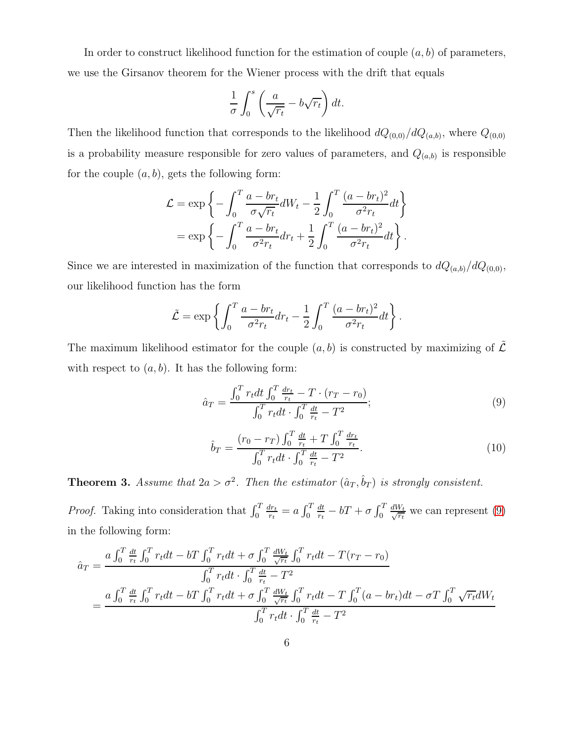In order to construct likelihood function for the estimation of couple $(a, b)$ of parameters, we use the Girsanov theorem for the Wiener process with the drift that equals

$$\frac{1}{\sigma}\int_0^s \left(\frac{a}{\sqrt{r_t}} - b\sqrt{r_t}\right) dt.$$

Then the likelihood function that corresponds to the likelihood $dQ_{(0,0)}/dQ_{(a,b)}$, where $Q_{(0,0)}$ is a probability measure responsible for zero values of parameters, and $Q_{(a,b)}$ is responsible for the couple $(a, b)$, gets the following form:

$$\begin{aligned}
\mathcal{L} &= \exp\left\{-\int_0^T \frac{a - br_t}{\sigma\sqrt{r_t}} dW_t - \frac{1}{2}\int_0^T \frac{(a - br_t)^2}{\sigma^2 r_t} dt\right\} \\
&= \exp\left\{-\int_0^T \frac{a - br_t}{\sigma^2 r_t} dr_t + \frac{1}{2}\int_0^T \frac{(a - br_t)^2}{\sigma^2 r_t} dt\right\}.
\end{aligned}$$

Since we are interested in maximization of the function that corresponds to $dQ_{(a,b)}/dQ_{(0,0)}$, our likelihood function has the form

$$\tilde{\mathcal{L}} = \exp\left\{\int_0^T \frac{a - br_t}{\sigma^2 r_t} dr_t - \frac{1}{2}\int_0^T \frac{(a - br_t)^2}{\sigma^2 r_t} dt\right\}.$$

The maximum likelihood estimator for the couple $(a, b)$ is constructed by maximizing of $\tilde{\mathcal{L}}$ with respect to $(a, b)$. It has the following form:

$$\hat{a}_T = \frac{\int_0^T r_t dt \int_0^T \frac{dr_t}{r_t} - T \cdot (r_T - r_0)}{\int_0^T r_t dt \cdot \int_0^T \frac{dt}{r_t} - T^2}; \tag{9}$$

$$\hat{b}_T = \frac{(r_0 - r_T)\int_0^T \frac{dt}{r_t} + T\int_0^T \frac{dr_t}{r_t}}{\int_0^T r_t dt \cdot \int_0^T \frac{dt}{r_t} - T^2}. \tag{10}$$

**Theorem 3.** *Assume that $2a > \sigma^2$. Then the estimator $(\hat{a}_T, \hat{b}_T)$ is strongly consistent.*

*Proof.* Taking into consideration that $\int_0^T \frac{dr_t}{r_t} = a\int_0^T \frac{dt}{r_t} - bT + \sigma\int_0^T \frac{dW_t}{\sqrt{r_t}}$ we can represent (9) in the following form:

$$\begin{aligned}
\hat{a}_T &= \frac{a\int_0^T \frac{dt}{r_t}\int_0^T r_t dt - bT\int_0^T r_t dt + \sigma\int_0^T \frac{dW_t}{\sqrt{r_t}}\int_0^T r_t dt - T(r_T - r_0)}{\int_0^T r_t dt \cdot \int_0^T \frac{dt}{r_t} - T^2} \\
&= \frac{a\int_0^T \frac{dt}{r_t}\int_0^T r_t dt - bT\int_0^T r_t dt + \sigma\int_0^T \frac{dW_t}{\sqrt{r_t}}\int_0^T r_t dt - T\int_0^T (a - br_t)dt - \sigma T\int_0^T \sqrt{r_t} dW_t}{\int_0^T r_t dt \cdot \int_0^T \frac{dt}{r_t} - T^2}
\end{aligned}$$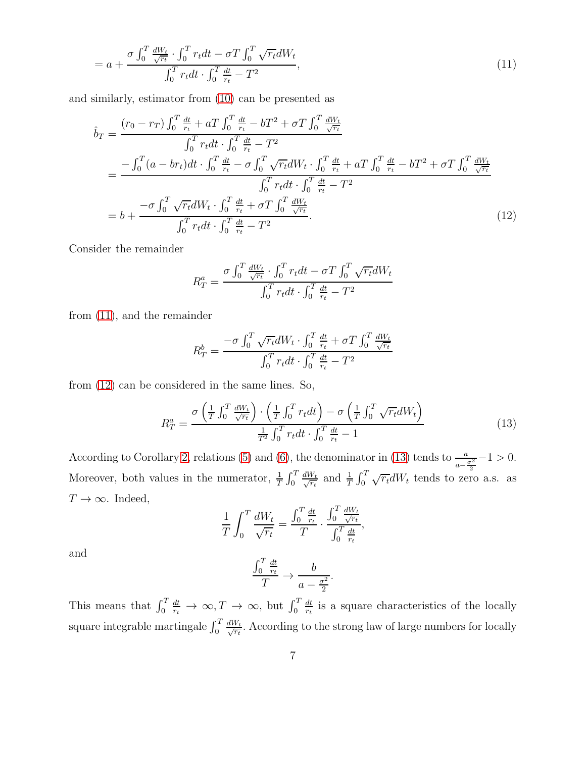$$= a + \frac{\sigma \int_0^T \frac{dW_t}{\sqrt{r_t}} \cdot \int_0^T r_t dt - \sigma T \int_0^T \sqrt{r_t} dW_t}{\int_0^T r_t dt \cdot \int_0^T \frac{dt}{r_t} - T^2}, \tag{11}$$

and similarly, estimator from (10) can be presented as

$$\hat{b}_T = \frac{(r_0 - r_T) \int_0^T \frac{dt}{r_t} + aT \int_0^T \frac{dt}{r_t} - bT^2 + \sigma T \int_0^T \frac{dW_t}{\sqrt{r_t}}}{\int_0^T r_t dt \cdot \int_0^T \frac{dt}{r_t} - T^2}$$

$$= \frac{-\int_0^T (a - br_t) dt \cdot \int_0^T \frac{dt}{r_t} - \sigma \int_0^T \sqrt{r_t} dW_t \cdot \int_0^T \frac{dt}{r_t} + aT \int_0^T \frac{dt}{r_t} - bT^2 + \sigma T \int_0^T \frac{dW_t}{\sqrt{r_t}}}{\int_0^T r_t dt \cdot \int_0^T \frac{dt}{r_t} - T^2}$$

$$= b + \frac{-\sigma \int_0^T \sqrt{r_t} dW_t \cdot \int_0^T \frac{dt}{r_t} + \sigma T \int_0^T \frac{dW_t}{\sqrt{r_t}}}{\int_0^T r_t dt \cdot \int_0^T \frac{dt}{r_t} - T^2}. \tag{12}$$

Consider the remainder

$$R_T^a = \frac{\sigma \int_0^T \frac{dW_t}{\sqrt{r_t}} \cdot \int_0^T r_t dt - \sigma T \int_0^T \sqrt{r_t} dW_t}{\int_0^T r_t dt \cdot \int_0^T \frac{dt}{r_t} - T^2}$$

from (11), and the remainder

$$R_T^b = \frac{-\sigma \int_0^T \sqrt{r_t} dW_t \cdot \int_0^T \frac{dt}{r_t} + \sigma T \int_0^T \frac{dW_t}{\sqrt{r_t}}}{\int_0^T r_t dt \cdot \int_0^T \frac{dt}{r_t} - T^2}$$

from (12) can be considered in the same lines. So,

$$R_T^a = \frac{\sigma \left( \frac{1}{T} \int_0^T \frac{dW_t}{\sqrt{r_t}} \right) \cdot \left( \frac{1}{T} \int_0^T r_t dt \right) - \sigma \left( \frac{1}{T} \int_0^T \sqrt{r_t} dW_t \right)}{\frac{1}{T^2} \int_0^T r_t dt \cdot \int_0^T \frac{dt}{r_t} - 1} \tag{13}$$

According to Corollary 2, relations (5) and (6), the denominator in (13) tends to $\frac{a}{a - \frac{\sigma^2}{2}} - 1 > 0$. Moreover, both values in the numerator, $\frac{1}{T} \int_0^T \frac{dW_t}{\sqrt{r_t}}$ and $\frac{1}{T} \int_0^T \sqrt{r_t} dW_t$ tends to zero a.s. as $T \to \infty$. Indeed,

$$\frac{1}{T} \int_0^T \frac{dW_t}{\sqrt{r_t}} = \frac{\int_0^T \frac{dt}{r_t}}{T} \cdot \frac{\int_0^T \frac{dW_t}{\sqrt{r_t}}}{\int_0^T \frac{dt}{r_t}},$$

and

$$\frac{\int_0^T \frac{dt}{r_t}}{T} \to \frac{b}{a - \frac{\sigma^2}{2}}.$$

This means that $\int_0^T \frac{dt}{r_t} \to \infty, T \to \infty$, but $\int_0^T \frac{dt}{r_t}$ is a square characteristics of the locally square integrable martingale $\int_0^T \frac{dW_t}{\sqrt{r_t}}$. According to the strong law of large numbers for locally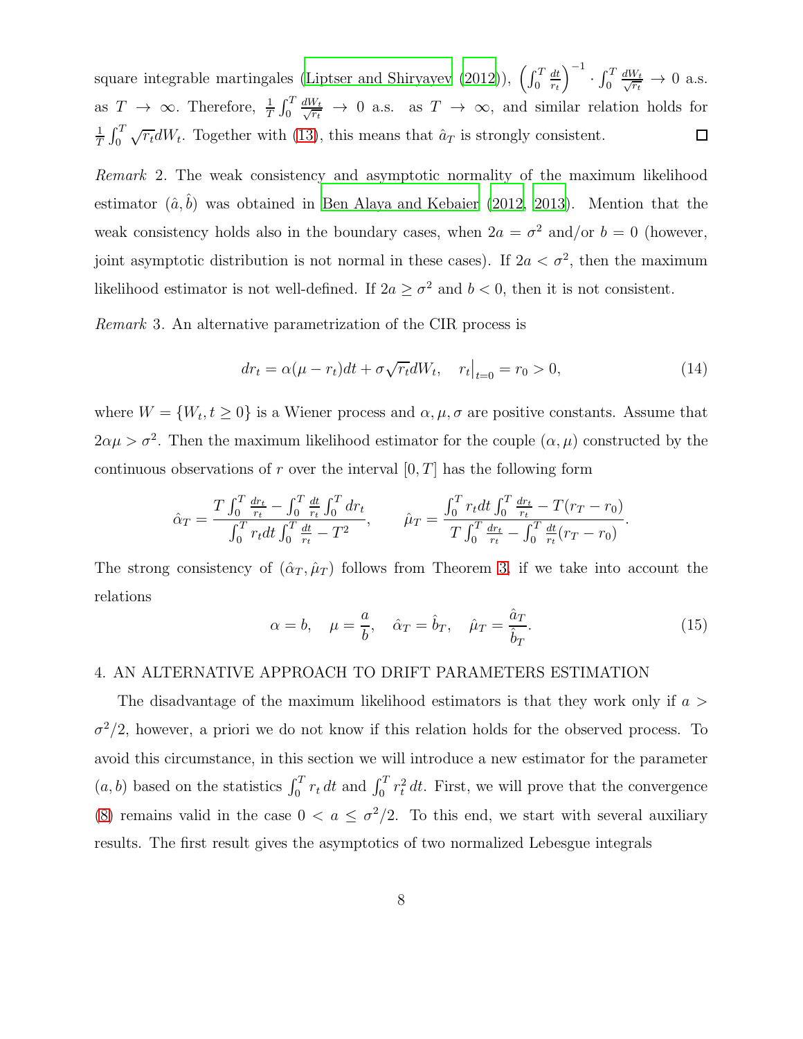square integrable martingales (Liptser and Shiryayev (2012)), $\left(\int_0^T \frac{dt}{r_t}\right)^{-1} \cdot \int_0^T \frac{dW_t}{\sqrt{r_t}} \to 0$ a.s. as $T \to \infty$. Therefore, $\frac{1}{T}\int_0^T \frac{dW_t}{\sqrt{r_t}} \to 0$ a.s. as $T \to \infty$, and similar relation holds for $\frac{1}{T}\int_0^T \sqrt{r_t}dW_t$. Together with (13), this means that $\hat{a}_T$ is strongly consistent. $\square$

*Remark* 2. The weak consistency and asymptotic normality of the maximum likelihood estimator $(\hat{a}, \hat{b})$ was obtained in Ben Alaya and Kebaier (2012, 2013). Mention that the weak consistency holds also in the boundary cases, when $2a = \sigma^2$ and/or $b = 0$ (however, joint asymptotic distribution is not normal in these cases). If $2a < \sigma^2$, then the maximum likelihood estimator is not well-defined. If $2a \geq \sigma^2$ and $b < 0$, then it is not consistent.

*Remark* 3. An alternative parametrization of the CIR process is

$$dr_t = \alpha(\mu - r_t)dt + \sigma\sqrt{r_t}dW_t, \quad r_t\big|_{t=0} = r_0 > 0, \tag{14}$$

where $W = \{W_t, t \geq 0\}$ is a Wiener process and $\alpha, \mu, \sigma$ are positive constants. Assume that $2\alpha\mu > \sigma^2$. Then the maximum likelihood estimator for the couple $(\alpha, \mu)$ constructed by the continuous observations of $r$ over the interval $[0, T]$ has the following form

$$\hat{\alpha}_T = \frac{T\int_0^T \frac{dr_t}{r_t} - \int_0^T \frac{dt}{r_t}\int_0^T dr_t}{\int_0^T r_t dt \int_0^T \frac{dt}{r_t} - T^2}, \qquad \hat{\mu}_T = \frac{\int_0^T r_t dt \int_0^T \frac{dr_t}{r_t} - T(r_T - r_0)}{T\int_0^T \frac{dr_t}{r_t} - \int_0^T \frac{dt}{r_t}(r_T - r_0)}.$$

The strong consistency of $(\hat{\alpha}_T, \hat{\mu}_T)$ follows from Theorem 3, if we take into account the relations

$$\alpha = b, \quad \mu = \frac{a}{b}, \quad \hat{\alpha}_T = \hat{b}_T, \quad \hat{\mu}_T = \frac{\hat{a}_T}{\hat{b}_T}. \tag{15}$$

## 4. AN ALTERNATIVE APPROACH TO DRIFT PARAMETERS ESTIMATION

The disadvantage of the maximum likelihood estimators is that they work only if $a > \sigma^2/2$, however, a priori we do not know if this relation holds for the observed process. To avoid this circumstance, in this section we will introduce a new estimator for the parameter $(a, b)$ based on the statistics $\int_0^T r_t\,dt$ and $\int_0^T r_t^2\,dt$. First, we will prove that the convergence (8) remains valid in the case $0 < a \leq \sigma^2/2$. To this end, we start with several auxiliary results. The first result gives the asymptotics of two normalized Lebesgue integrals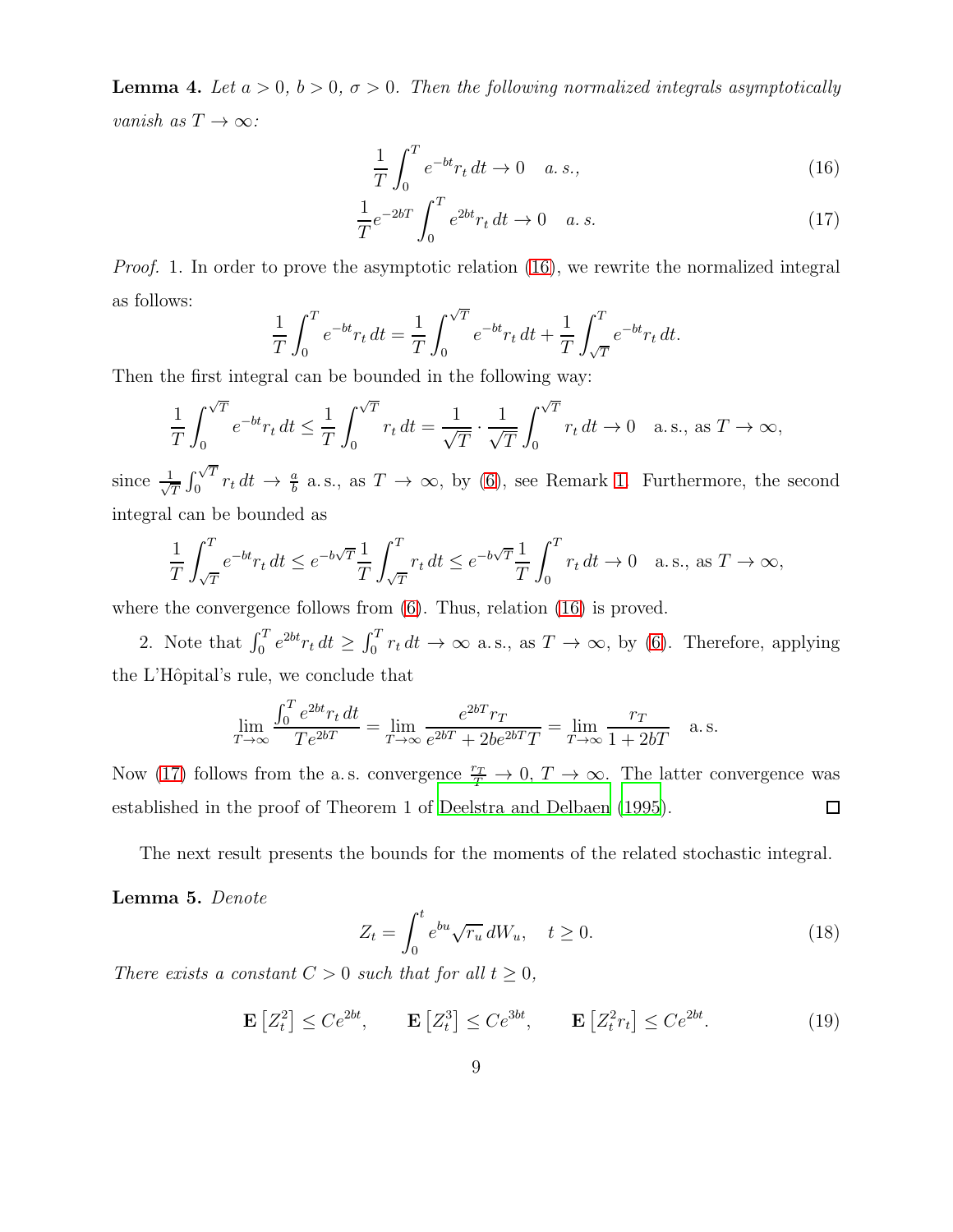**Lemma 4.** *Let $a > 0$, $b > 0$, $\sigma > 0$. Then the following normalized integrals asymptotically vanish as $T \to \infty$:*

$$\frac{1}{T}\int_0^T e^{-bt} r_t \, dt \to 0 \quad a.\,s., \tag{16}$$

$$\frac{1}{T} e^{-2bT} \int_0^T e^{2bt} r_t \, dt \to 0 \quad a.\,s. \tag{17}$$

*Proof.* 1. In order to prove the asymptotic relation (16), we rewrite the normalized integral as follows:

$$\frac{1}{T}\int_0^T e^{-bt} r_t \, dt = \frac{1}{T}\int_0^{\sqrt{T}} e^{-bt} r_t \, dt + \frac{1}{T}\int_{\sqrt{T}}^T e^{-bt} r_t \, dt.$$

Then the first integral can be bounded in the following way:

$$\frac{1}{T}\int_0^{\sqrt{T}} e^{-bt} r_t \, dt \le \frac{1}{T}\int_0^{\sqrt{T}} r_t \, dt = \frac{1}{\sqrt{T}} \cdot \frac{1}{\sqrt{T}}\int_0^{\sqrt{T}} r_t \, dt \to 0 \quad \text{a.s., as } T \to \infty,$$

since $\frac{1}{\sqrt{T}}\int_0^{\sqrt{T}} r_t \, dt \to \frac{a}{b}$ a.s., as $T \to \infty$, by (6), see Remark 1. Furthermore, the second integral can be bounded as

$$\frac{1}{T}\int_{\sqrt{T}}^T e^{-bt} r_t \, dt \le e^{-b\sqrt{T}} \frac{1}{T}\int_{\sqrt{T}}^T r_t \, dt \le e^{-b\sqrt{T}} \frac{1}{T}\int_0^T r_t \, dt \to 0 \quad \text{a.s., as } T \to \infty,$$

where the convergence follows from (6). Thus, relation (16) is proved.

2. Note that $\int_0^T e^{2bt} r_t \, dt \ge \int_0^T r_t \, dt \to \infty$ a.s., as $T \to \infty$, by (6). Therefore, applying the L'Hôpital's rule, we conclude that

$$\lim_{T \to \infty} \frac{\int_0^T e^{2bt} r_t \, dt}{T e^{2bT}} = \lim_{T \to \infty} \frac{e^{2bT} r_T}{e^{2bT} + 2b e^{2bT} T} = \lim_{T \to \infty} \frac{r_T}{1 + 2bT} \quad \text{a.s.}$$

Now (17) follows from the a.s. convergence $\frac{r_T}{T} \to 0$, $T \to \infty$. The latter convergence was established in the proof of Theorem 1 of Deelstra and Delbaen (1995). $\square$

The next result presents the bounds for the moments of the related stochastic integral.

**Lemma 5.** *Denote*

$$Z_t = \int_0^t e^{bu} \sqrt{r_u} \, dW_u, \quad t \ge 0. \tag{18}$$

*There exists a constant $C > 0$ such that for all $t \ge 0$,*

$$\mathbf{E}\left[Z_t^2\right] \le C e^{2bt}, \qquad \mathbf{E}\left[Z_t^3\right] \le C e^{3bt}, \qquad \mathbf{E}\left[Z_t^2 r_t\right] \le C e^{2bt}. \tag{19}$$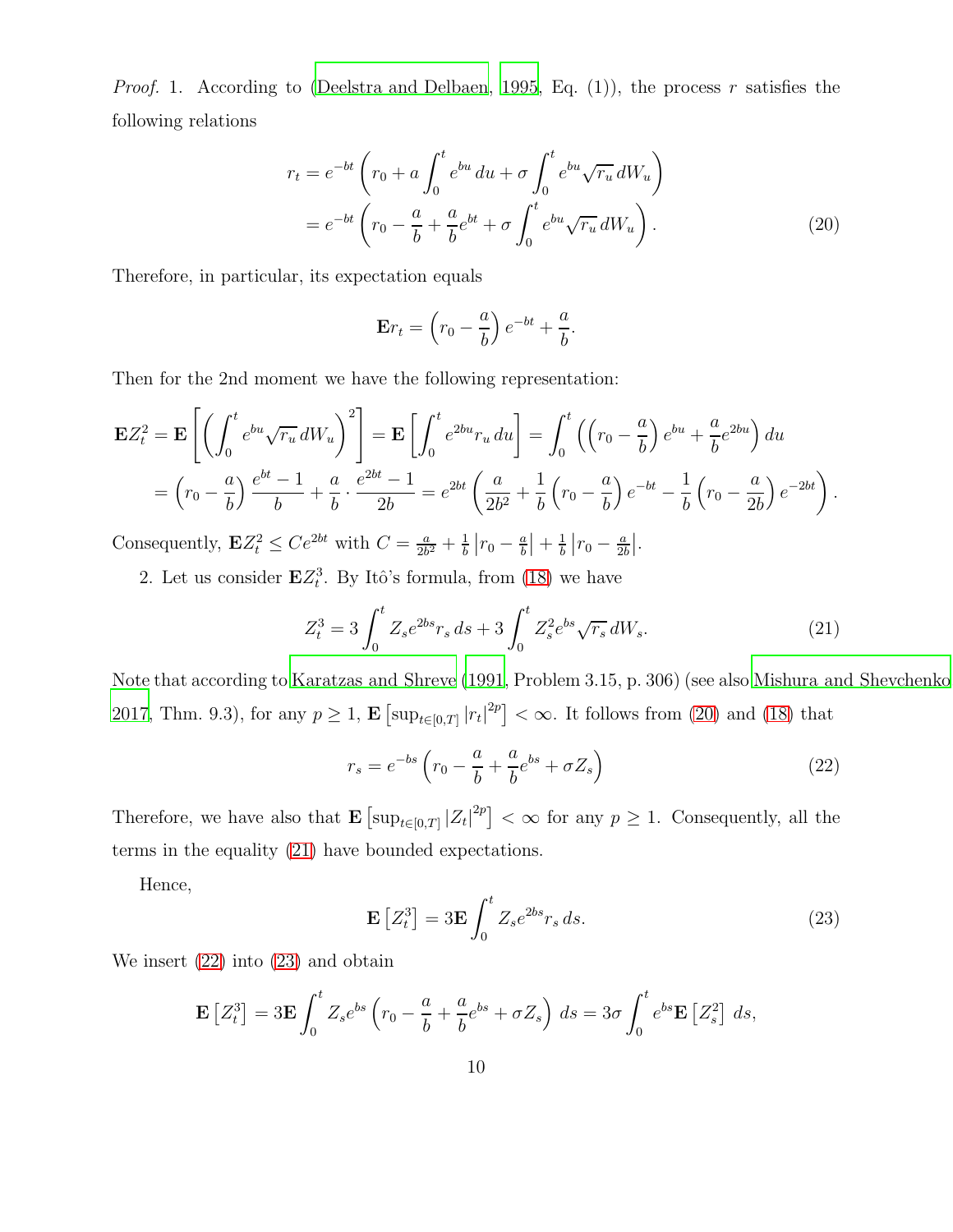*Proof.* 1. According to (Deelstra and Delbaen, 1995, Eq. (1)), the process $r$ satisfies the following relations

$$
\begin{aligned}
r_t &= e^{-bt}\left(r_0 + a\int_0^t e^{bu}\,du + \sigma\int_0^t e^{bu}\sqrt{r_u}\,dW_u\right) \\
&= e^{-bt}\left(r_0 - \frac{a}{b} + \frac{a}{b}e^{bt} + \sigma\int_0^t e^{bu}\sqrt{r_u}\,dW_u\right). 
\end{aligned}
\tag{20}
$$

Therefore, in particular, its expectation equals

$$
\mathbf{E}r_t = \left(r_0 - \frac{a}{b}\right)e^{-bt} + \frac{a}{b}.
$$

Then for the 2nd moment we have the following representation:

$$
\begin{aligned}
\mathbf{E}Z_t^2 &= \mathbf{E}\left[\left(\int_0^t e^{bu}\sqrt{r_u}\,dW_u\right)^2\right] = \mathbf{E}\left[\int_0^t e^{2bu}r_u\,du\right] = \int_0^t \left(\left(r_0 - \frac{a}{b}\right)e^{bu} + \frac{a}{b}e^{2bu}\right)du \\
&= \left(r_0 - \frac{a}{b}\right)\frac{e^{bt}-1}{b} + \frac{a}{b}\cdot\frac{e^{2bt}-1}{2b} = e^{2bt}\left(\frac{a}{2b^2} + \frac{1}{b}\left(r_0 - \frac{a}{b}\right)e^{-bt} - \frac{1}{b}\left(r_0 - \frac{a}{2b}\right)e^{-2bt}\right).
\end{aligned}
$$

Consequently, $\mathbf{E}Z_t^2 \le Ce^{2bt}$ with $C = \frac{a}{2b^2} + \frac{1}{b}\left|r_0 - \frac{a}{b}\right| + \frac{1}{b}\left|r_0 - \frac{a}{2b}\right|$.

2. Let us consider $\mathbf{E}Z_t^3$. By Itô's formula, from (18) we have

$$
Z_t^3 = 3\int_0^t Z_s e^{2bs} r_s\,ds + 3\int_0^t Z_s^2 e^{bs}\sqrt{r_s}\,dW_s. \tag{21}
$$

Note that according to Karatzas and Shreve (1991, Problem 3.15, p. 306) (see also Mishura and Shevchenko 2017, Thm. 9.3), for any $p \ge 1$, $\mathbf{E}\left[\sup_{t\in[0,T]}|r_t|^{2p}\right] < \infty$. It follows from (20) and (18) that

$$
r_s = e^{-bs}\left(r_0 - \frac{a}{b} + \frac{a}{b}e^{bs} + \sigma Z_s\right) \tag{22}
$$

Therefore, we have also that $\mathbf{E}\left[\sup_{t\in[0,T]}|Z_t|^{2p}\right] < \infty$ for any $p \ge 1$. Consequently, all the terms in the equality (21) have bounded expectations.

Hence,

$$
\mathbf{E}\left[Z_t^3\right] = 3\mathbf{E}\int_0^t Z_s e^{2bs} r_s\,ds. \tag{23}
$$

We insert (22) into (23) and obtain

$$
\mathbf{E}\left[Z_t^3\right] = 3\mathbf{E}\int_0^t Z_s e^{bs}\left(r_0 - \frac{a}{b} + \frac{a}{b}e^{bs} + \sigma Z_s\right)ds = 3\sigma\int_0^t e^{bs}\mathbf{E}\left[Z_s^2\right]ds,
$$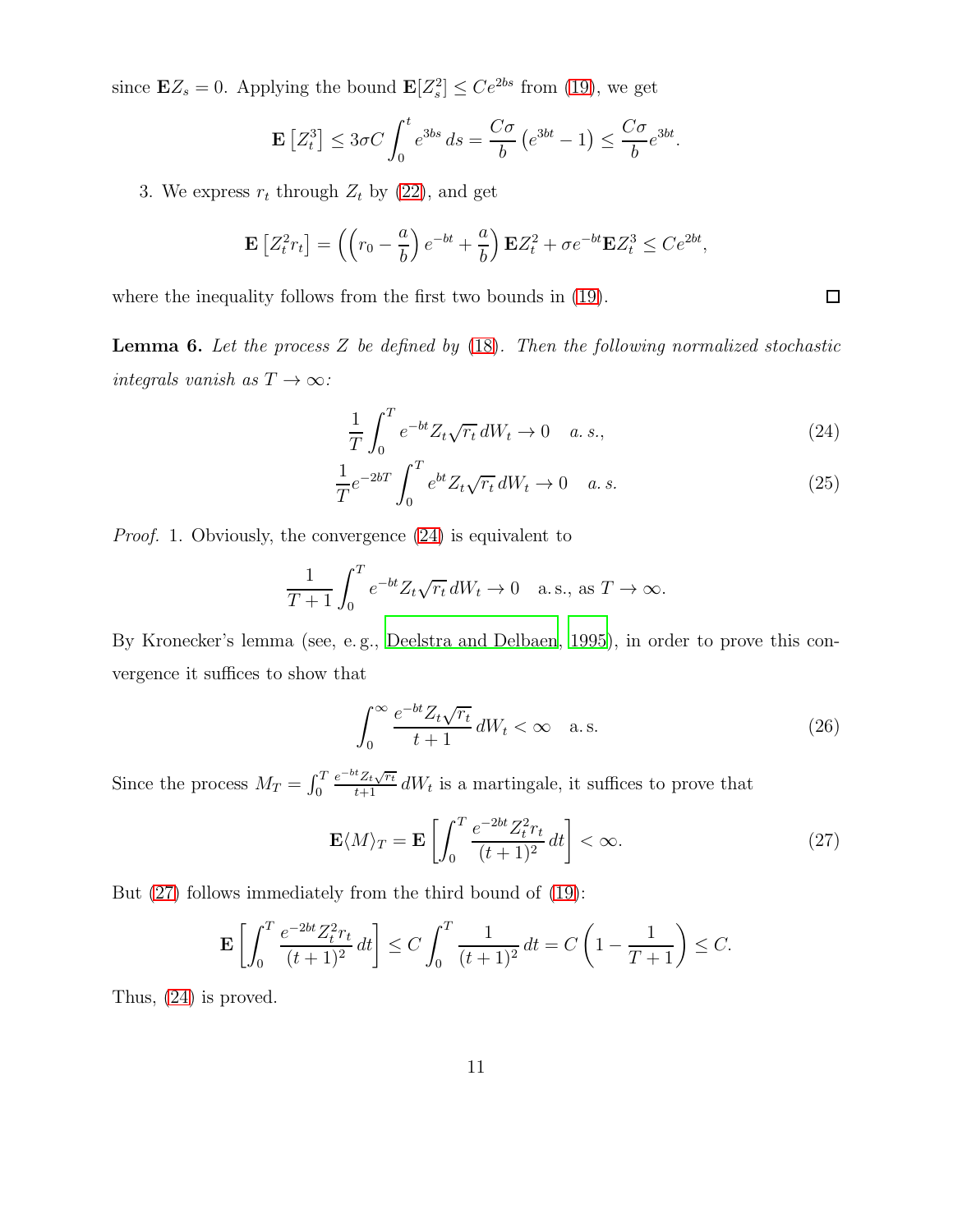since $\mathbf{E}Z_s = 0$. Applying the bound $\mathbf{E}[Z_s^2] \le Ce^{2bs}$ from (19), we get

$$\mathbf{E}\left[Z_t^3\right] \le 3\sigma C \int_0^t e^{3bs}\,ds = \frac{C\sigma}{b}\left(e^{3bt}-1\right) \le \frac{C\sigma}{b}e^{3bt}.$$

3. We express $r_t$ through $Z_t$ by (22), and get

$$\mathbf{E}\left[Z_t^2 r_t\right] = \left(\left(r_0 - \frac{a}{b}\right)e^{-bt} + \frac{a}{b}\right)\mathbf{E}Z_t^2 + \sigma e^{-bt}\mathbf{E}Z_t^3 \le Ce^{2bt},$$

where the inequality follows from the first two bounds in (19). □

**Lemma 6.** *Let the process $Z$ be defined by (18). Then the following normalized stochastic integrals vanish as $T \to \infty$:*

$$\frac{1}{T}\int_0^T e^{-bt} Z_t \sqrt{r_t}\,dW_t \to 0 \quad a.\,s., \tag{24}$$

$$\frac{1}{T}e^{-2bT}\int_0^T e^{bt} Z_t \sqrt{r_t}\,dW_t \to 0 \quad a.\,s. \tag{25}$$

*Proof.* 1. Obviously, the convergence (24) is equivalent to

$$\frac{1}{T+1}\int_0^T e^{-bt} Z_t \sqrt{r_t}\,dW_t \to 0 \quad \text{a.s., as } T \to \infty.$$

By Kronecker's lemma (see, e. g., Deelstra and Delbaen, 1995), in order to prove this convergence it suffices to show that

$$\int_0^\infty \frac{e^{-bt} Z_t \sqrt{r_t}}{t+1}\,dW_t < \infty \quad \text{a.s.} \tag{26}$$

Since the process $M_T = \int_0^T \frac{e^{-bt}Z_t\sqrt{r_t}}{t+1}\,dW_t$ is a martingale, it suffices to prove that

$$\mathbf{E}\langle M\rangle_T = \mathbf{E}\left[\int_0^T \frac{e^{-2bt}Z_t^2 r_t}{(t+1)^2}\,dt\right] < \infty. \tag{27}$$

But (27) follows immediately from the third bound of (19):

$$\mathbf{E}\left[\int_0^T \frac{e^{-2bt}Z_t^2 r_t}{(t+1)^2}\,dt\right] \le C\int_0^T \frac{1}{(t+1)^2}\,dt = C\left(1 - \frac{1}{T+1}\right) \le C.$$

Thus, (24) is proved.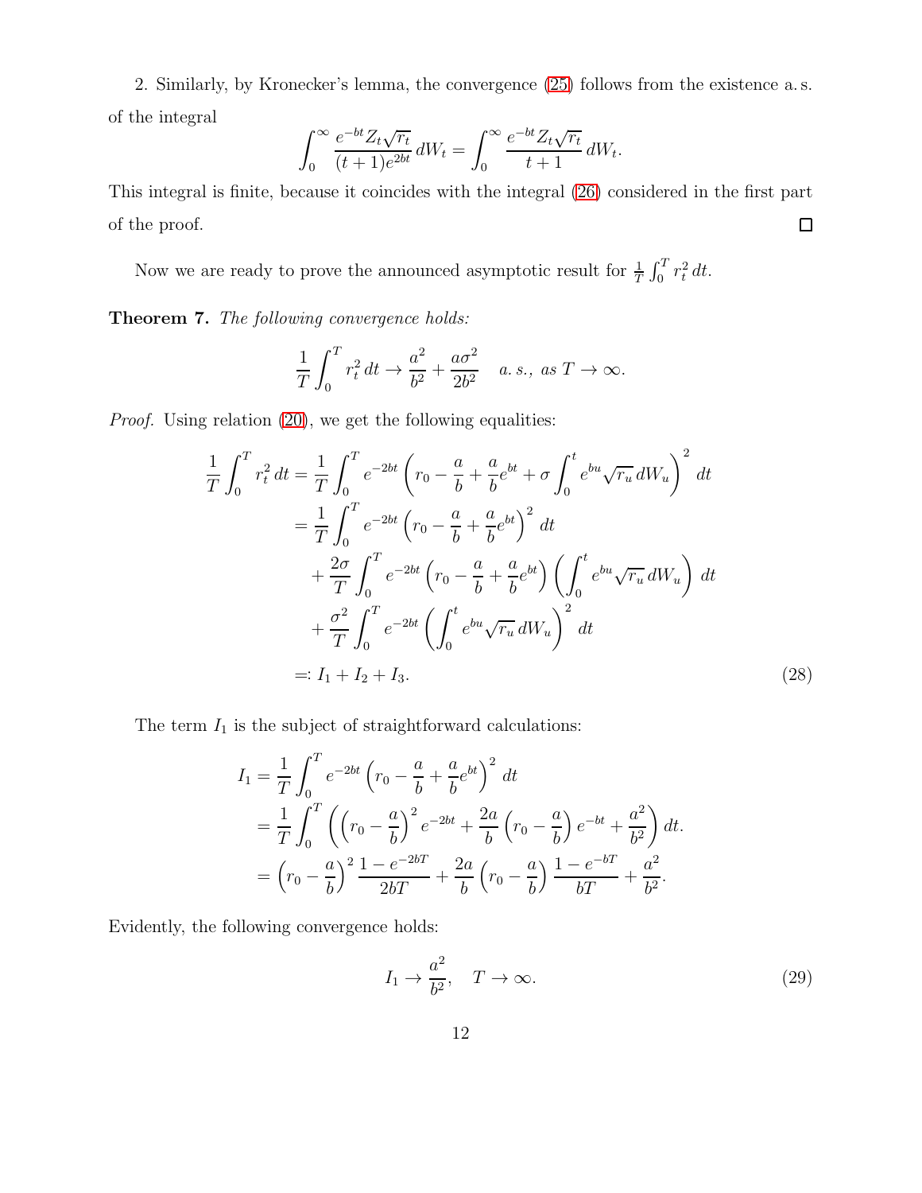2. Similarly, by Kronecker's lemma, the convergence (25) follows from the existence a. s. of the integral

$$\int_0^\infty \frac{e^{-bt} Z_t \sqrt{r_t}}{(t+1)e^{2bt}}\, dW_t = \int_0^\infty \frac{e^{-bt} Z_t \sqrt{r_t}}{t+1}\, dW_t.$$

This integral is finite, because it coincides with the integral (26) considered in the first part of the proof. □

Now we are ready to prove the announced asymptotic result for $\frac{1}{T}\int_0^T r_t^2\, dt$.

**Theorem 7.** *The following convergence holds:*

$$\frac{1}{T}\int_0^T r_t^2\, dt \to \frac{a^2}{b^2} + \frac{a\sigma^2}{2b^2} \quad \text{a. s., as } T \to \infty.$$

*Proof.* Using relation (20), we get the following equalities:

$$\begin{aligned}
\frac{1}{T}\int_0^T r_t^2\, dt &= \frac{1}{T}\int_0^T e^{-2bt}\left(r_0 - \frac{a}{b} + \frac{a}{b}e^{bt} + \sigma \int_0^t e^{bu}\sqrt{r_u}\, dW_u\right)^2 dt \\
&= \frac{1}{T}\int_0^T e^{-2bt}\left(r_0 - \frac{a}{b} + \frac{a}{b}e^{bt}\right)^2 dt \\
&\quad + \frac{2\sigma}{T}\int_0^T e^{-2bt}\left(r_0 - \frac{a}{b} + \frac{a}{b}e^{bt}\right)\left(\int_0^t e^{bu}\sqrt{r_u}\, dW_u\right) dt \\
&\quad + \frac{\sigma^2}{T}\int_0^T e^{-2bt}\left(\int_0^t e^{bu}\sqrt{r_u}\, dW_u\right)^2 dt \\
&=: I_1 + I_2 + I_3.
\end{aligned} \tag{28}$$

The term $I_1$ is the subject of straightforward calculations:

$$\begin{aligned}
I_1 &= \frac{1}{T}\int_0^T e^{-2bt}\left(r_0 - \frac{a}{b} + \frac{a}{b}e^{bt}\right)^2 dt \\
&= \frac{1}{T}\int_0^T \left(\left(r_0 - \frac{a}{b}\right)^2 e^{-2bt} + \frac{2a}{b}\left(r_0 - \frac{a}{b}\right)e^{-bt} + \frac{a^2}{b^2}\right) dt. \\
&= \left(r_0 - \frac{a}{b}\right)^2 \frac{1 - e^{-2bT}}{2bT} + \frac{2a}{b}\left(r_0 - \frac{a}{b}\right)\frac{1 - e^{-bT}}{bT} + \frac{a^2}{b^2}.
\end{aligned}$$

Evidently, the following convergence holds:

$$I_1 \to \frac{a^2}{b^2}, \quad T \to \infty. \tag{29}$$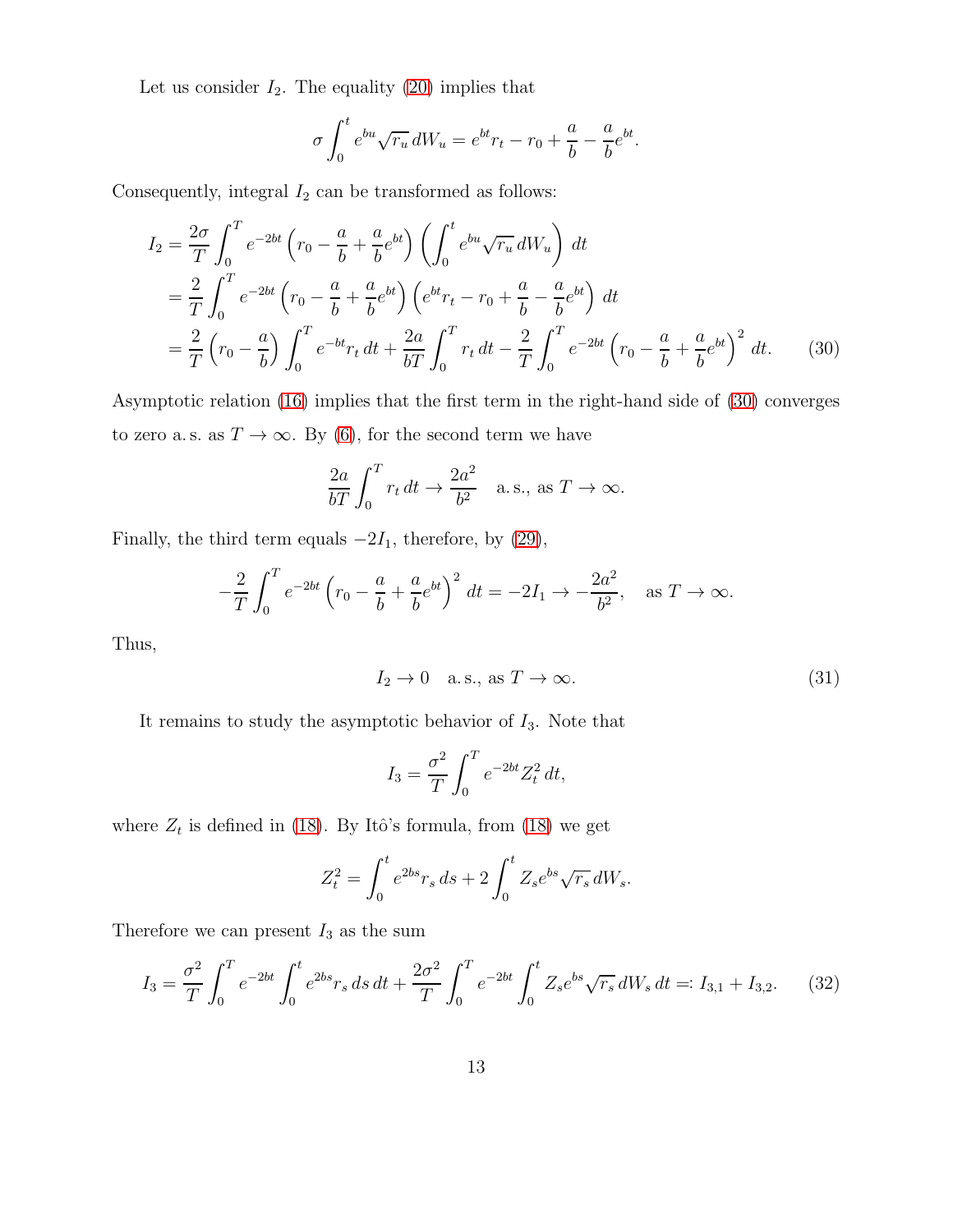Let us consider $I_2$. The equality (20) implies that

$$\sigma \int_0^t e^{bu} \sqrt{r_u}\, dW_u = e^{bt} r_t - r_0 + \frac{a}{b} - \frac{a}{b} e^{bt}.$$

Consequently, integral $I_2$ can be transformed as follows:

$$\begin{aligned}
I_2 &= \frac{2\sigma}{T} \int_0^T e^{-2bt} \left( r_0 - \frac{a}{b} + \frac{a}{b} e^{bt} \right) \left( \int_0^t e^{bu} \sqrt{r_u}\, dW_u \right) dt \\
&= \frac{2}{T} \int_0^T e^{-2bt} \left( r_0 - \frac{a}{b} + \frac{a}{b} e^{bt} \right) \left( e^{bt} r_t - r_0 + \frac{a}{b} - \frac{a}{b} e^{bt} \right) dt \\
&= \frac{2}{T} \left( r_0 - \frac{a}{b} \right) \int_0^T e^{-bt} r_t\, dt + \frac{2a}{bT} \int_0^T r_t\, dt - \frac{2}{T} \int_0^T e^{-2bt} \left( r_0 - \frac{a}{b} + \frac{a}{b} e^{bt} \right)^2 dt. \qquad (30)
\end{aligned}$$

Asymptotic relation (16) implies that the first term in the right-hand side of (30) converges to zero a. s. as $T \to \infty$. By (6), for the second term we have

$$\frac{2a}{bT} \int_0^T r_t\, dt \to \frac{2a^2}{b^2} \quad \text{a. s., as } T \to \infty.$$

Finally, the third term equals $-2I_1$, therefore, by (29),

$$-\frac{2}{T} \int_0^T e^{-2bt} \left( r_0 - \frac{a}{b} + \frac{a}{b} e^{bt} \right)^2 dt = -2I_1 \to -\frac{2a^2}{b^2}, \quad \text{as } T \to \infty.$$

Thus,

$$I_2 \to 0 \quad \text{a. s., as } T \to \infty. \qquad (31)$$

It remains to study the asymptotic behavior of $I_3$. Note that

$$I_3 = \frac{\sigma^2}{T} \int_0^T e^{-2bt} Z_t^2\, dt,$$

where $Z_t$ is defined in (18). By Itô's formula, from (18) we get

$$Z_t^2 = \int_0^t e^{2bs} r_s\, ds + 2 \int_0^t Z_s e^{bs} \sqrt{r_s}\, dW_s.$$

Therefore we can present $I_3$ as the sum

$$I_3 = \frac{\sigma^2}{T} \int_0^T e^{-2bt} \int_0^t e^{2bs} r_s\, ds\, dt + \frac{2\sigma^2}{T} \int_0^T e^{-2bt} \int_0^t Z_s e^{bs} \sqrt{r_s}\, dW_s\, dt =: I_{3,1} + I_{3,2}. \qquad (32)$$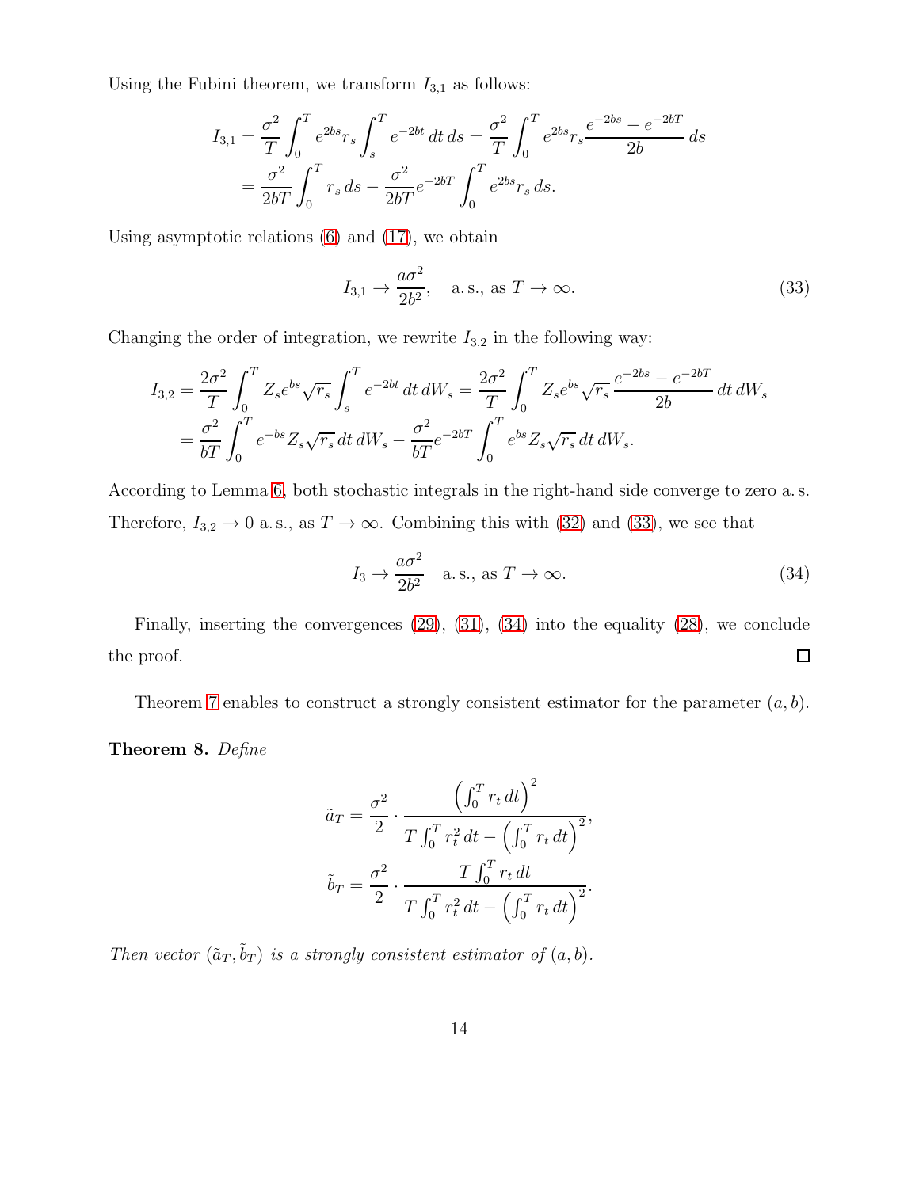Using the Fubini theorem, we transform $I_{3,1}$ as follows:

$$
\begin{aligned}
I_{3,1} &= \frac{\sigma^2}{T} \int_0^T e^{2bs} r_s \int_s^T e^{-2bt}\,dt\,ds = \frac{\sigma^2}{T} \int_0^T e^{2bs} r_s \frac{e^{-2bs} - e^{-2bT}}{2b}\,ds \\
&= \frac{\sigma^2}{2bT} \int_0^T r_s\,ds - \frac{\sigma^2}{2bT} e^{-2bT} \int_0^T e^{2bs} r_s\,ds.
\end{aligned}
$$

Using asymptotic relations (6) and (17), we obtain

$$
I_{3,1} \to \frac{a\sigma^2}{2b^2}, \quad \text{a.s., as } T \to \infty. \tag{33}
$$

Changing the order of integration, we rewrite $I_{3,2}$ in the following way:

$$
\begin{aligned}
I_{3,2} &= \frac{2\sigma^2}{T} \int_0^T Z_s e^{bs} \sqrt{r_s} \int_s^T e^{-2bt}\,dt\,dW_s = \frac{2\sigma^2}{T} \int_0^T Z_s e^{bs} \sqrt{r_s} \frac{e^{-2bs} - e^{-2bT}}{2b}\,dt\,dW_s \\
&= \frac{\sigma^2}{bT} \int_0^T e^{-bs} Z_s \sqrt{r_s}\,dt\,dW_s - \frac{\sigma^2}{bT} e^{-2bT} \int_0^T e^{bs} Z_s \sqrt{r_s}\,dt\,dW_s.
\end{aligned}
$$

According to Lemma 6, both stochastic integrals in the right-hand side converge to zero a.s. Therefore, $I_{3,2} \to 0$ a.s., as $T \to \infty$. Combining this with (32) and (33), we see that

$$
I_3 \to \frac{a\sigma^2}{2b^2} \quad \text{a.s., as } T \to \infty. \tag{34}
$$

Finally, inserting the convergences (29), (31), (34) into the equality (28), we conclude the proof. □

Theorem 7 enables to construct a strongly consistent estimator for the parameter $(a, b)$.

**Theorem 8.** *Define*

$$
\begin{aligned}
\tilde{a}_T &= \frac{\sigma^2}{2} \cdot \frac{\left(\int_0^T r_t\,dt\right)^2}{T \int_0^T r_t^2\,dt - \left(\int_0^T r_t\,dt\right)^2}, \\
\tilde{b}_T &= \frac{\sigma^2}{2} \cdot \frac{T \int_0^T r_t\,dt}{T \int_0^T r_t^2\,dt - \left(\int_0^T r_t\,dt\right)^2}.
\end{aligned}
$$

*Then vector $(\tilde{a}_T, \tilde{b}_T)$ is a strongly consistent estimator of $(a, b)$.*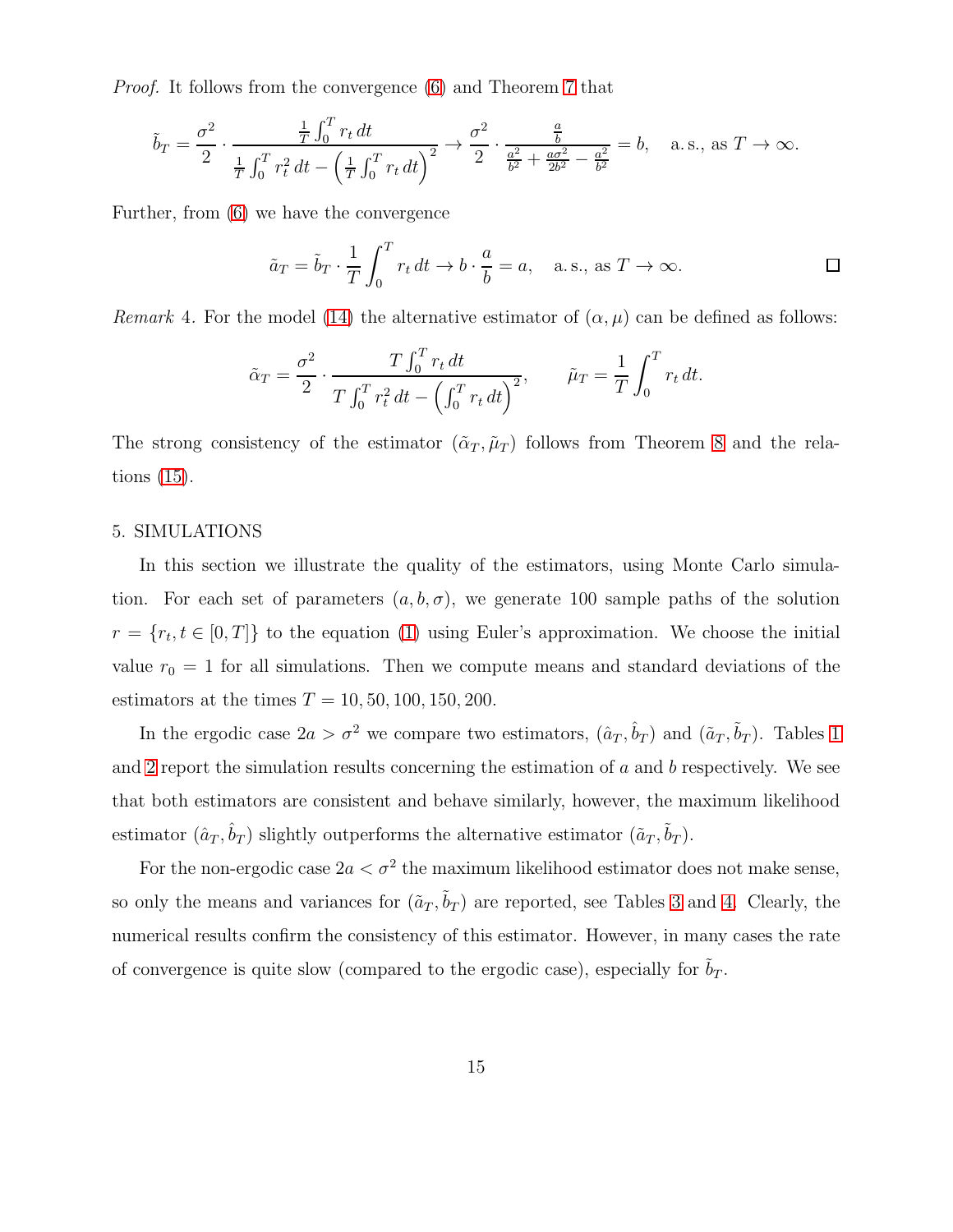*Proof.* It follows from the convergence (6) and Theorem 7 that

$$\tilde{b}_T = \frac{\sigma^2}{2} \cdot \frac{\frac{1}{T}\int_0^T r_t\,dt}{\frac{1}{T}\int_0^T r_t^2\,dt - \left(\frac{1}{T}\int_0^T r_t\,dt\right)^2} \to \frac{\sigma^2}{2} \cdot \frac{\frac{a}{b}}{\frac{a^2}{b^2} + \frac{a\sigma^2}{2b^2} - \frac{a^2}{b^2}} = b, \quad \text{a.s., as } T \to \infty.$$

Further, from (6) we have the convergence

$$\tilde{a}_T = \tilde{b}_T \cdot \frac{1}{T}\int_0^T r_t\,dt \to b \cdot \frac{a}{b} = a, \quad \text{a.s., as } T \to \infty. \qquad \square$$

*Remark* 4. For the model (14) the alternative estimator of $(\alpha, \mu)$ can be defined as follows:

$$\tilde{\alpha}_T = \frac{\sigma^2}{2} \cdot \frac{T\int_0^T r_t\,dt}{T\int_0^T r_t^2\,dt - \left(\int_0^T r_t\,dt\right)^2}, \qquad \tilde{\mu}_T = \frac{1}{T}\int_0^T r_t\,dt.$$

The strong consistency of the estimator $(\tilde{\alpha}_T, \tilde{\mu}_T)$ follows from Theorem 8 and the relations (15).

## 5. SIMULATIONS

In this section we illustrate the quality of the estimators, using Monte Carlo simulation. For each set of parameters $(a, b, \sigma)$, we generate 100 sample paths of the solution $r = \{r_t, t \in [0, T]\}$ to the equation (1) using Euler's approximation. We choose the initial value $r_0 = 1$ for all simulations. Then we compute means and standard deviations of the estimators at the times $T = 10, 50, 100, 150, 200$.

In the ergodic case $2a > \sigma^2$ we compare two estimators, $(\hat{a}_T, \hat{b}_T)$ and $(\tilde{a}_T, \tilde{b}_T)$. Tables 1 and 2 report the simulation results concerning the estimation of $a$ and $b$ respectively. We see that both estimators are consistent and behave similarly, however, the maximum likelihood estimator $(\hat{a}_T, \hat{b}_T)$ slightly outperforms the alternative estimator $(\tilde{a}_T, \tilde{b}_T)$.

For the non-ergodic case $2a < \sigma^2$ the maximum likelihood estimator does not make sense, so only the means and variances for $(\tilde{a}_T, \tilde{b}_T)$ are reported, see Tables 3 and 4. Clearly, the numerical results confirm the consistency of this estimator. However, in many cases the rate of convergence is quite slow (compared to the ergodic case), especially for $\tilde{b}_T$.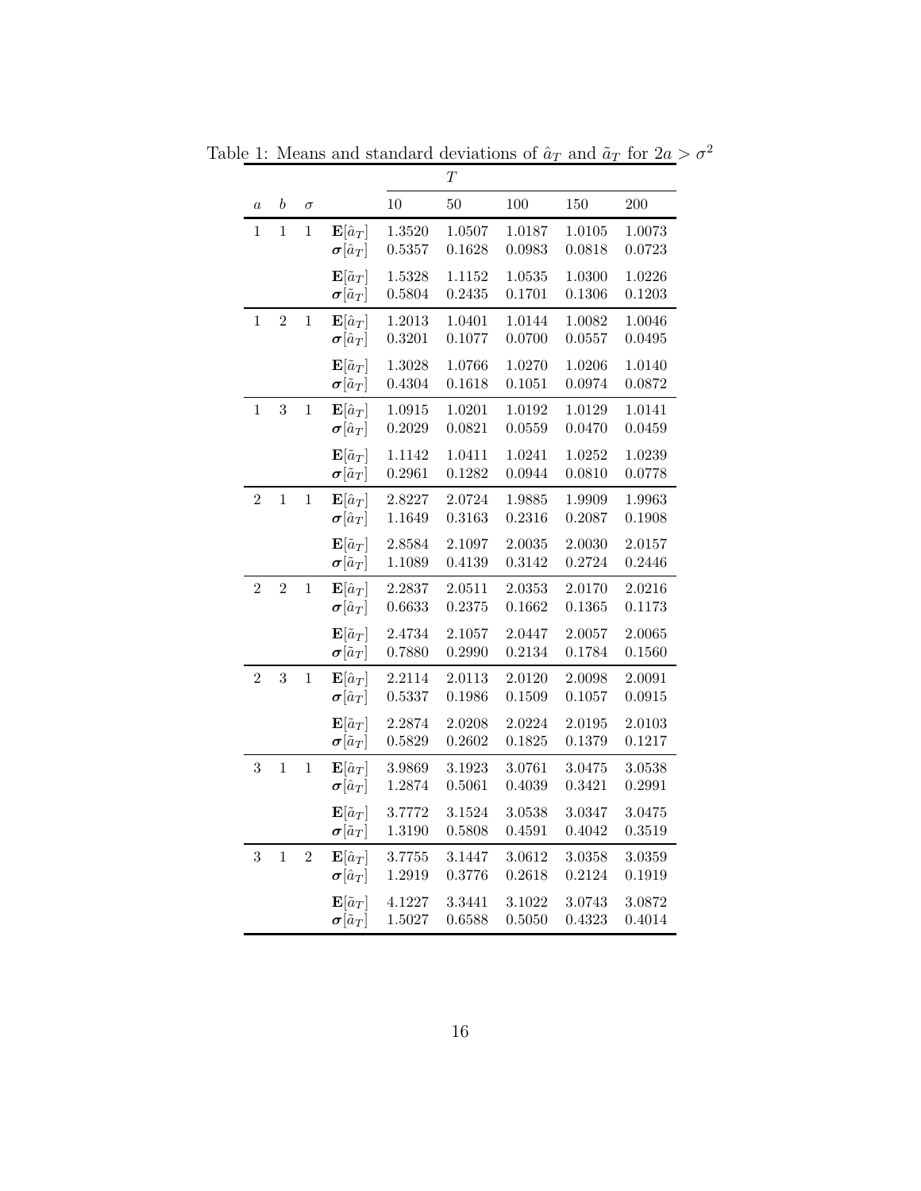Table 1: Means and standard deviations of $\hat{a}_T$ and $\tilde{a}_T$ for $2a > \sigma^2$

| $a$ | $b$ | $\sigma$ | | $T$ | | | | |
|---|---|---|---|---|---|---|---|---|
| | | | | 10 | 50 | 100 | 150 | 200 |
| 1 | 1 | 1 | $\mathbf{E}[\hat{a}_T]$ | 1.3520 | 1.0507 | 1.0187 | 1.0105 | 1.0073 |
| | | | $\boldsymbol{\sigma}[\hat{a}_T]$ | 0.5357 | 0.1628 | 0.0983 | 0.0818 | 0.0723 |
| | | | $\mathbf{E}[\tilde{a}_T]$ | 1.5328 | 1.1152 | 1.0535 | 1.0300 | 1.0226 |
| | | | $\boldsymbol{\sigma}[\tilde{a}_T]$ | 0.5804 | 0.2435 | 0.1701 | 0.1306 | 0.1203 |
| 1 | 2 | 1 | $\mathbf{E}[\hat{a}_T]$ | 1.2013 | 1.0401 | 1.0144 | 1.0082 | 1.0046 |
| | | | $\boldsymbol{\sigma}[\hat{a}_T]$ | 0.3201 | 0.1077 | 0.0700 | 0.0557 | 0.0495 |
| | | | $\mathbf{E}[\tilde{a}_T]$ | 1.3028 | 1.0766 | 1.0270 | 1.0206 | 1.0140 |
| | | | $\boldsymbol{\sigma}[\tilde{a}_T]$ | 0.4304 | 0.1618 | 0.1051 | 0.0974 | 0.0872 |
| 1 | 3 | 1 | $\mathbf{E}[\hat{a}_T]$ | 1.0915 | 1.0201 | 1.0192 | 1.0129 | 1.0141 |
| | | | $\boldsymbol{\sigma}[\hat{a}_T]$ | 0.2029 | 0.0821 | 0.0559 | 0.0470 | 0.0459 |
| | | | $\mathbf{E}[\tilde{a}_T]$ | 1.1142 | 1.0411 | 1.0241 | 1.0252 | 1.0239 |
| | | | $\boldsymbol{\sigma}[\tilde{a}_T]$ | 0.2961 | 0.1282 | 0.0944 | 0.0810 | 0.0778 |
| 2 | 1 | 1 | $\mathbf{E}[\hat{a}_T]$ | 2.8227 | 2.0724 | 1.9885 | 1.9909 | 1.9963 |
| | | | $\boldsymbol{\sigma}[\hat{a}_T]$ | 1.1649 | 0.3163 | 0.2316 | 0.2087 | 0.1908 |
| | | | $\mathbf{E}[\tilde{a}_T]$ | 2.8584 | 2.1097 | 2.0035 | 2.0030 | 2.0157 |
| | | | $\boldsymbol{\sigma}[\tilde{a}_T]$ | 1.1089 | 0.4139 | 0.3142 | 0.2724 | 0.2446 |
| 2 | 2 | 1 | $\mathbf{E}[\hat{a}_T]$ | 2.2837 | 2.0511 | 2.0353 | 2.0170 | 2.0216 |
| | | | $\boldsymbol{\sigma}[\hat{a}_T]$ | 0.6633 | 0.2375 | 0.1662 | 0.1365 | 0.1173 |
| | | | $\mathbf{E}[\tilde{a}_T]$ | 2.4734 | 2.1057 | 2.0447 | 2.0057 | 2.0065 |
| | | | $\boldsymbol{\sigma}[\tilde{a}_T]$ | 0.7880 | 0.2990 | 0.2134 | 0.1784 | 0.1560 |
| 2 | 3 | 1 | $\mathbf{E}[\hat{a}_T]$ | 2.2114 | 2.0113 | 2.0120 | 2.0098 | 2.0091 |
| | | | $\boldsymbol{\sigma}[\hat{a}_T]$ | 0.5337 | 0.1986 | 0.1509 | 0.1057 | 0.0915 |
| | | | $\mathbf{E}[\tilde{a}_T]$ | 2.2874 | 2.0208 | 2.0224 | 2.0195 | 2.0103 |
| | | | $\boldsymbol{\sigma}[\tilde{a}_T]$ | 0.5829 | 0.2602 | 0.1825 | 0.1379 | 0.1217 |
| 3 | 1 | 1 | $\mathbf{E}[\hat{a}_T]$ | 3.9869 | 3.1923 | 3.0761 | 3.0475 | 3.0538 |
| | | | $\boldsymbol{\sigma}[\hat{a}_T]$ | 1.2874 | 0.5061 | 0.4039 | 0.3421 | 0.2991 |
| | | | $\mathbf{E}[\tilde{a}_T]$ | 3.7772 | 3.1524 | 3.0538 | 3.0347 | 3.0475 |
| | | | $\boldsymbol{\sigma}[\tilde{a}_T]$ | 1.3190 | 0.5808 | 0.4591 | 0.4042 | 0.3519 |
| 3 | 1 | 2 | $\mathbf{E}[\hat{a}_T]$ | 3.7755 | 3.1447 | 3.0612 | 3.0358 | 3.0359 |
| | | | $\boldsymbol{\sigma}[\hat{a}_T]$ | 1.2919 | 0.3776 | 0.2618 | 0.2124 | 0.1919 |
| | | | $\mathbf{E}[\tilde{a}_T]$ | 4.1227 | 3.3441 | 3.1022 | 3.0743 | 3.0872 |
| | | | $\boldsymbol{\sigma}[\tilde{a}_T]$ | 1.5027 | 0.6588 | 0.5050 | 0.4323 | 0.4014 |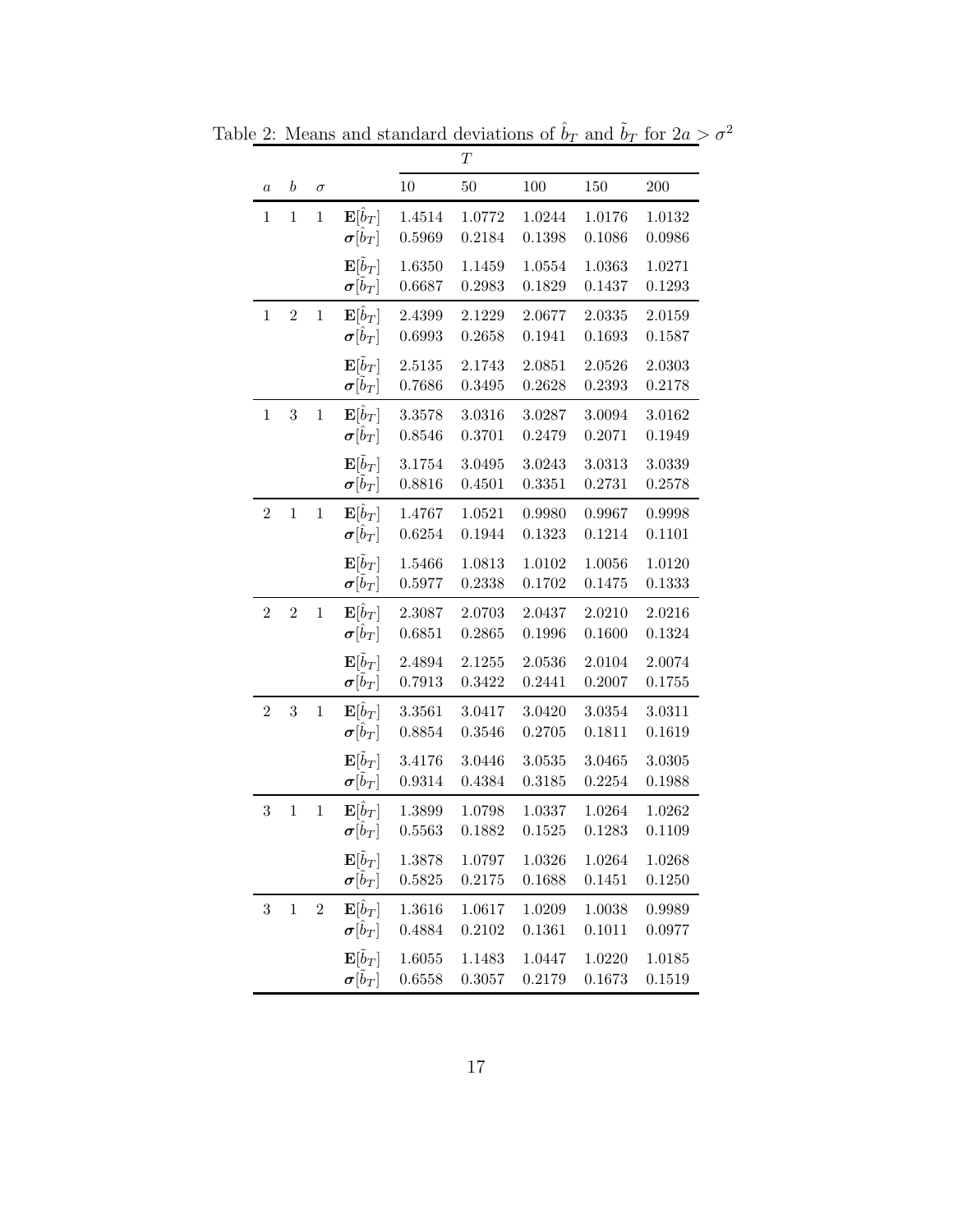Table 2: Means and standard deviations of $\hat{b}_T$ and $\tilde{b}_T$ for $2a > \sigma^2$

| | | | | $T$ | | | | |
|---|---|---|---|---|---|---|---|---|
| $a$ | $b$ | $\sigma$ | | 10 | 50 | 100 | 150 | 200 |
| 1 | 1 | 1 | $\mathbf{E}[\hat{b}_T]$ | 1.4514 | 1.0772 | 1.0244 | 1.0176 | 1.0132 |
| | | | $\boldsymbol{\sigma}[\hat{b}_T]$ | 0.5969 | 0.2184 | 0.1398 | 0.1086 | 0.0986 |
| | | | $\mathbf{E}[\tilde{b}_T]$ | 1.6350 | 1.1459 | 1.0554 | 1.0363 | 1.0271 |
| | | | $\boldsymbol{\sigma}[\tilde{b}_T]$ | 0.6687 | 0.2983 | 0.1829 | 0.1437 | 0.1293 |
| 1 | 2 | 1 | $\mathbf{E}[\hat{b}_T]$ | 2.4399 | 2.1229 | 2.0677 | 2.0335 | 2.0159 |
| | | | $\boldsymbol{\sigma}[\hat{b}_T]$ | 0.6993 | 0.2658 | 0.1941 | 0.1693 | 0.1587 |
| | | | $\mathbf{E}[\tilde{b}_T]$ | 2.5135 | 2.1743 | 2.0851 | 2.0526 | 2.0303 |
| | | | $\boldsymbol{\sigma}[\tilde{b}_T]$ | 0.7686 | 0.3495 | 0.2628 | 0.2393 | 0.2178 |
| 1 | 3 | 1 | $\mathbf{E}[\hat{b}_T]$ | 3.3578 | 3.0316 | 3.0287 | 3.0094 | 3.0162 |
| | | | $\boldsymbol{\sigma}[\hat{b}_T]$ | 0.8546 | 0.3701 | 0.2479 | 0.2071 | 0.1949 |
| | | | $\mathbf{E}[\tilde{b}_T]$ | 3.1754 | 3.0495 | 3.0243 | 3.0313 | 3.0339 |
| | | | $\boldsymbol{\sigma}[\tilde{b}_T]$ | 0.8816 | 0.4501 | 0.3351 | 0.2731 | 0.2578 |
| 2 | 1 | 1 | $\mathbf{E}[\hat{b}_T]$ | 1.4767 | 1.0521 | 0.9980 | 0.9967 | 0.9998 |
| | | | $\boldsymbol{\sigma}[\hat{b}_T]$ | 0.6254 | 0.1944 | 0.1323 | 0.1214 | 0.1101 |
| | | | $\mathbf{E}[\tilde{b}_T]$ | 1.5466 | 1.0813 | 1.0102 | 1.0056 | 1.0120 |
| | | | $\boldsymbol{\sigma}[\tilde{b}_T]$ | 0.5977 | 0.2338 | 0.1702 | 0.1475 | 0.1333 |
| 2 | 2 | 1 | $\mathbf{E}[\hat{b}_T]$ | 2.3087 | 2.0703 | 2.0437 | 2.0210 | 2.0216 |
| | | | $\boldsymbol{\sigma}[\hat{b}_T]$ | 0.6851 | 0.2865 | 0.1996 | 0.1600 | 0.1324 |
| | | | $\mathbf{E}[\tilde{b}_T]$ | 2.4894 | 2.1255 | 2.0536 | 2.0104 | 2.0074 |
| | | | $\boldsymbol{\sigma}[\tilde{b}_T]$ | 0.7913 | 0.3422 | 0.2441 | 0.2007 | 0.1755 |
| 2 | 3 | 1 | $\mathbf{E}[\hat{b}_T]$ | 3.3561 | 3.0417 | 3.0420 | 3.0354 | 3.0311 |
| | | | $\boldsymbol{\sigma}[\hat{b}_T]$ | 0.8854 | 0.3546 | 0.2705 | 0.1811 | 0.1619 |
| | | | $\mathbf{E}[\tilde{b}_T]$ | 3.4176 | 3.0446 | 3.0535 | 3.0465 | 3.0305 |
| | | | $\boldsymbol{\sigma}[\tilde{b}_T]$ | 0.9314 | 0.4384 | 0.3185 | 0.2254 | 0.1988 |
| 3 | 1 | 1 | $\mathbf{E}[\hat{b}_T]$ | 1.3899 | 1.0798 | 1.0337 | 1.0264 | 1.0262 |
| | | | $\boldsymbol{\sigma}[\hat{b}_T]$ | 0.5563 | 0.1882 | 0.1525 | 0.1283 | 0.1109 |
| | | | $\mathbf{E}[\tilde{b}_T]$ | 1.3878 | 1.0797 | 1.0326 | 1.0264 | 1.0268 |
| | | | $\boldsymbol{\sigma}[\tilde{b}_T]$ | 0.5825 | 0.2175 | 0.1688 | 0.1451 | 0.1250 |
| 3 | 1 | 2 | $\mathbf{E}[\hat{b}_T]$ | 1.3616 | 1.0617 | 1.0209 | 1.0038 | 0.9989 |
| | | | $\boldsymbol{\sigma}[\hat{b}_T]$ | 0.4884 | 0.2102 | 0.1361 | 0.1011 | 0.0977 |
| | | | $\mathbf{E}[\tilde{b}_T]$ | 1.6055 | 1.1483 | 1.0447 | 1.0220 | 1.0185 |
| | | | $\boldsymbol{\sigma}[\tilde{b}_T]$ | 0.6558 | 0.3057 | 0.2179 | 0.1673 | 0.1519 |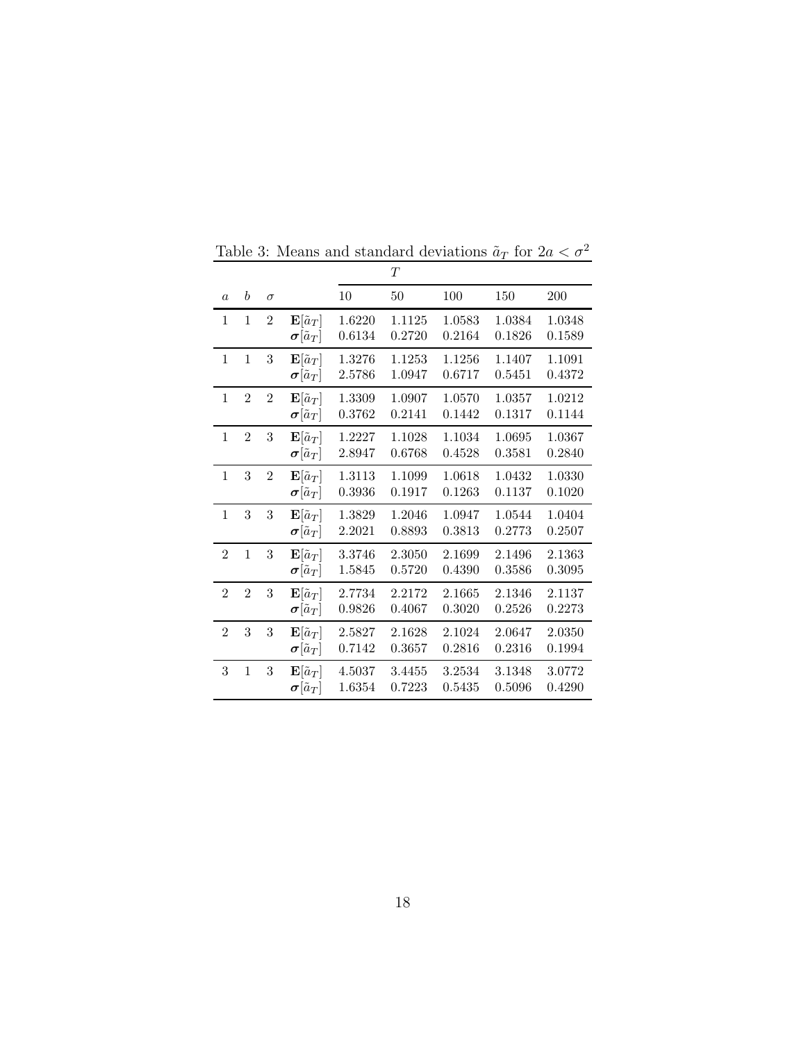Table 3: Means and standard deviations $\tilde{a}_T$ for $2a < \sigma^2$

| | | | | $T$ | | | | |
|---|---|---|---|---|---|---|---|---|
| $a$ | $b$ | $\sigma$ | | 10 | 50 | 100 | 150 | 200 |
| 1 | 1 | 2 | $\mathbf{E}[\tilde{a}_T]$ | 1.6220 | 1.1125 | 1.0583 | 1.0384 | 1.0348 |
| | | | $\boldsymbol{\sigma}[\tilde{a}_T]$ | 0.6134 | 0.2720 | 0.2164 | 0.1826 | 0.1589 |
| 1 | 1 | 3 | $\mathbf{E}[\tilde{a}_T]$ | 1.3276 | 1.1253 | 1.1256 | 1.1407 | 1.1091 |
| | | | $\boldsymbol{\sigma}[\tilde{a}_T]$ | 2.5786 | 1.0947 | 0.6717 | 0.5451 | 0.4372 |
| 1 | 2 | 2 | $\mathbf{E}[\tilde{a}_T]$ | 1.3309 | 1.0907 | 1.0570 | 1.0357 | 1.0212 |
| | | | $\boldsymbol{\sigma}[\tilde{a}_T]$ | 0.3762 | 0.2141 | 0.1442 | 0.1317 | 0.1144 |
| 1 | 2 | 3 | $\mathbf{E}[\tilde{a}_T]$ | 1.2227 | 1.1028 | 1.1034 | 1.0695 | 1.0367 |
| | | | $\boldsymbol{\sigma}[\tilde{a}_T]$ | 2.8947 | 0.6768 | 0.4528 | 0.3581 | 0.2840 |
| 1 | 3 | 2 | $\mathbf{E}[\tilde{a}_T]$ | 1.3113 | 1.1099 | 1.0618 | 1.0432 | 1.0330 |
| | | | $\boldsymbol{\sigma}[\tilde{a}_T]$ | 0.3936 | 0.1917 | 0.1263 | 0.1137 | 0.1020 |
| 1 | 3 | 3 | $\mathbf{E}[\tilde{a}_T]$ | 1.3829 | 1.2046 | 1.0947 | 1.0544 | 1.0404 |
| | | | $\boldsymbol{\sigma}[\tilde{a}_T]$ | 2.2021 | 0.8893 | 0.3813 | 0.2773 | 0.2507 |
| 2 | 1 | 3 | $\mathbf{E}[\tilde{a}_T]$ | 3.3746 | 2.3050 | 2.1699 | 2.1496 | 2.1363 |
| | | | $\boldsymbol{\sigma}[\tilde{a}_T]$ | 1.5845 | 0.5720 | 0.4390 | 0.3586 | 0.3095 |
| 2 | 2 | 3 | $\mathbf{E}[\tilde{a}_T]$ | 2.7734 | 2.2172 | 2.1665 | 2.1346 | 2.1137 |
| | | | $\boldsymbol{\sigma}[\tilde{a}_T]$ | 0.9826 | 0.4067 | 0.3020 | 0.2526 | 0.2273 |
| 2 | 3 | 3 | $\mathbf{E}[\tilde{a}_T]$ | 2.5827 | 2.1628 | 2.1024 | 2.0647 | 2.0350 |
| | | | $\boldsymbol{\sigma}[\tilde{a}_T]$ | 0.7142 | 0.3657 | 0.2816 | 0.2316 | 0.1994 |
| 3 | 1 | 3 | $\mathbf{E}[\tilde{a}_T]$ | 4.5037 | 3.4455 | 3.2534 | 3.1348 | 3.0772 |
| | | | $\boldsymbol{\sigma}[\tilde{a}_T]$ | 1.6354 | 0.7223 | 0.5435 | 0.5096 | 0.4290 |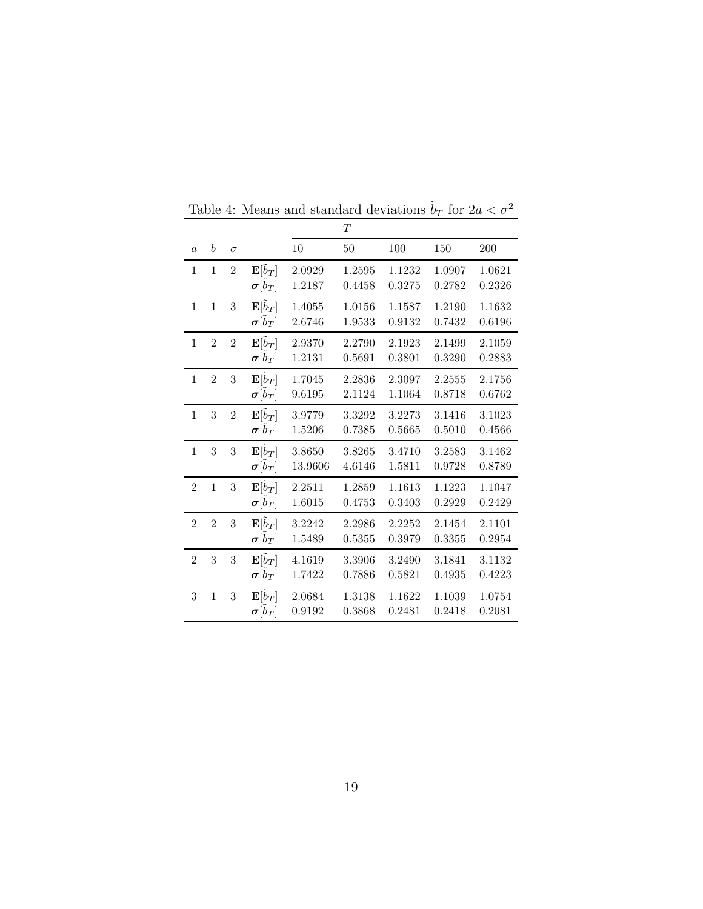Table 4: Means and standard deviations $\tilde{b}_T$ for $2a < \sigma^2$

| | | | | $T$ | | | | |
|---|---|---|---|---|---|---|---|---|
| $a$ | $b$ | $\sigma$ | | 10 | 50 | 100 | 150 | 200 |
| 1 | 1 | 2 | $\mathbf{E}[\tilde{b}_T]$ | 2.0929 | 1.2595 | 1.1232 | 1.0907 | 1.0621 |
| | | | $\boldsymbol{\sigma}[\tilde{b}_T]$ | 1.2187 | 0.4458 | 0.3275 | 0.2782 | 0.2326 |
| 1 | 1 | 3 | $\mathbf{E}[\tilde{b}_T]$ | 1.4055 | 1.0156 | 1.1587 | 1.2190 | 1.1632 |
| | | | $\boldsymbol{\sigma}[\tilde{b}_T]$ | 2.6746 | 1.9533 | 0.9132 | 0.7432 | 0.6196 |
| 1 | 2 | 2 | $\mathbf{E}[\tilde{b}_T]$ | 2.9370 | 2.2790 | 2.1923 | 2.1499 | 2.1059 |
| | | | $\boldsymbol{\sigma}[\tilde{b}_T]$ | 1.2131 | 0.5691 | 0.3801 | 0.3290 | 0.2883 |
| 1 | 2 | 3 | $\mathbf{E}[\tilde{b}_T]$ | 1.7045 | 2.2836 | 2.3097 | 2.2555 | 2.1756 |
| | | | $\boldsymbol{\sigma}[\tilde{b}_T]$ | 9.6195 | 2.1124 | 1.1064 | 0.8718 | 0.6762 |
| 1 | 3 | 2 | $\mathbf{E}[\tilde{b}_T]$ | 3.9779 | 3.3292 | 3.2273 | 3.1416 | 3.1023 |
| | | | $\boldsymbol{\sigma}[\tilde{b}_T]$ | 1.5206 | 0.7385 | 0.5665 | 0.5010 | 0.4566 |
| 1 | 3 | 3 | $\mathbf{E}[\tilde{b}_T]$ | 3.8650 | 3.8265 | 3.4710 | 3.2583 | 3.1462 |
| | | | $\boldsymbol{\sigma}[\tilde{b}_T]$ | 13.9606 | 4.6146 | 1.5811 | 0.9728 | 0.8789 |
| 2 | 1 | 3 | $\mathbf{E}[\tilde{b}_T]$ | 2.2511 | 1.2859 | 1.1613 | 1.1223 | 1.1047 |
| | | | $\boldsymbol{\sigma}[\tilde{b}_T]$ | 1.6015 | 0.4753 | 0.3403 | 0.2929 | 0.2429 |
| 2 | 2 | 3 | $\mathbf{E}[\tilde{b}_T]$ | 3.2242 | 2.2986 | 2.2252 | 2.1454 | 2.1101 |
| | | | $\boldsymbol{\sigma}[\tilde{b}_T]$ | 1.5489 | 0.5355 | 0.3979 | 0.3355 | 0.2954 |
| 2 | 3 | 3 | $\mathbf{E}[\tilde{b}_T]$ | 4.1619 | 3.3906 | 3.2490 | 3.1841 | 3.1132 |
| | | | $\boldsymbol{\sigma}[\tilde{b}_T]$ | 1.7422 | 0.7886 | 0.5821 | 0.4935 | 0.4223 |
| 3 | 1 | 3 | $\mathbf{E}[\tilde{b}_T]$ | 2.0684 | 1.3138 | 1.1622 | 1.1039 | 1.0754 |
| | | | $\boldsymbol{\sigma}[\tilde{b}_T]$ | 0.9192 | 0.3868 | 0.2481 | 0.2418 | 0.2081 |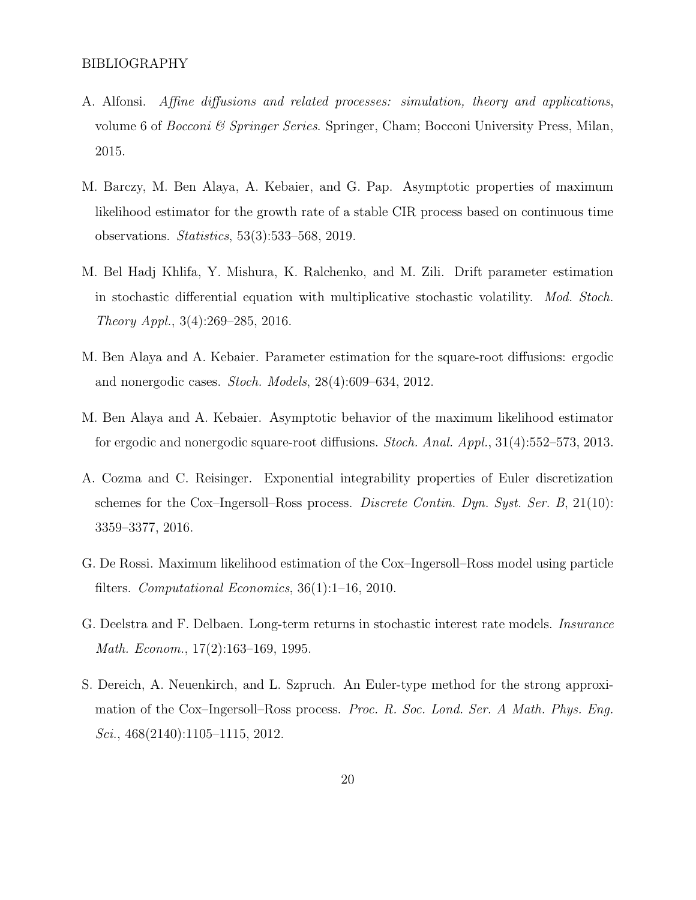BIBLIOGRAPHY

A. Alfonsi. *Affine diffusions and related processes: simulation, theory and applications*, volume 6 of *Bocconi & Springer Series*. Springer, Cham; Bocconi University Press, Milan, 2015.

M. Barczy, M. Ben Alaya, A. Kebaier, and G. Pap. Asymptotic properties of maximum likelihood estimator for the growth rate of a stable CIR process based on continuous time observations. *Statistics*, 53(3):533–568, 2019.

M. Bel Hadj Khlifa, Y. Mishura, K. Ralchenko, and M. Zili. Drift parameter estimation in stochastic differential equation with multiplicative stochastic volatility. *Mod. Stoch. Theory Appl.*, 3(4):269–285, 2016.

M. Ben Alaya and A. Kebaier. Parameter estimation for the square-root diffusions: ergodic and nonergodic cases. *Stoch. Models*, 28(4):609–634, 2012.

M. Ben Alaya and A. Kebaier. Asymptotic behavior of the maximum likelihood estimator for ergodic and nonergodic square-root diffusions. *Stoch. Anal. Appl.*, 31(4):552–573, 2013.

A. Cozma and C. Reisinger. Exponential integrability properties of Euler discretization schemes for the Cox–Ingersoll–Ross process. *Discrete Contin. Dyn. Syst. Ser. B*, 21(10): 3359–3377, 2016.

G. De Rossi. Maximum likelihood estimation of the Cox–Ingersoll–Ross model using particle filters. *Computational Economics*, 36(1):1–16, 2010.

G. Deelstra and F. Delbaen. Long-term returns in stochastic interest rate models. *Insurance Math. Econom.*, 17(2):163–169, 1995.

S. Dereich, A. Neuenkirch, and L. Szpruch. An Euler-type method for the strong approximation of the Cox–Ingersoll–Ross process. *Proc. R. Soc. Lond. Ser. A Math. Phys. Eng. Sci.*, 468(2140):1105–1115, 2012.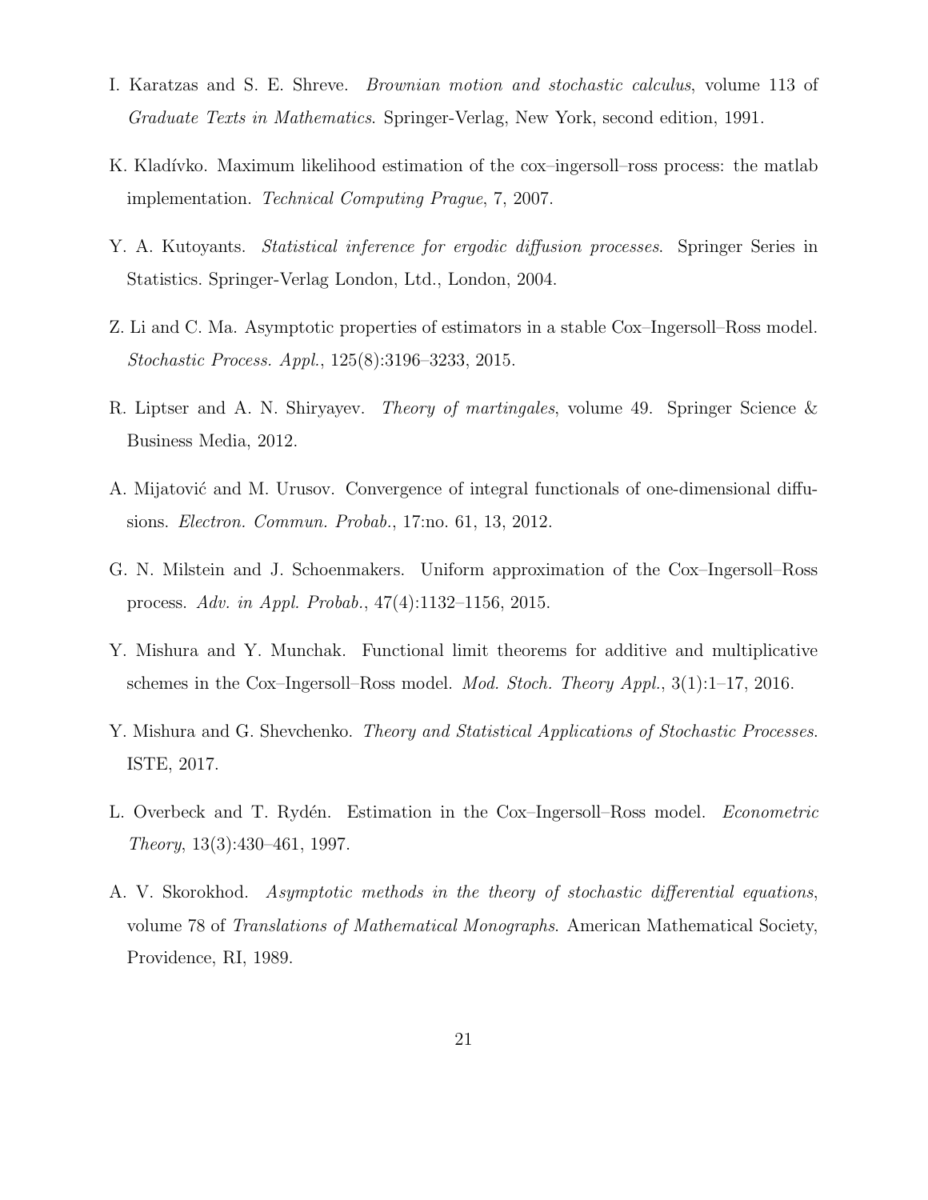I. Karatzas and S. E. Shreve. *Brownian motion and stochastic calculus*, volume 113 of *Graduate Texts in Mathematics*. Springer-Verlag, New York, second edition, 1991.

K. Kladívko. Maximum likelihood estimation of the cox–ingersoll–ross process: the matlab implementation. *Technical Computing Prague*, 7, 2007.

Y. A. Kutoyants. *Statistical inference for ergodic diffusion processes*. Springer Series in Statistics. Springer-Verlag London, Ltd., London, 2004.

Z. Li and C. Ma. Asymptotic properties of estimators in a stable Cox–Ingersoll–Ross model. *Stochastic Process. Appl.*, 125(8):3196–3233, 2015.

R. Liptser and A. N. Shiryayev. *Theory of martingales*, volume 49. Springer Science & Business Media, 2012.

A. Mijatović and M. Urusov. Convergence of integral functionals of one-dimensional diffusions. *Electron. Commun. Probab.*, 17:no. 61, 13, 2012.

G. N. Milstein and J. Schoenmakers. Uniform approximation of the Cox–Ingersoll–Ross process. *Adv. in Appl. Probab.*, 47(4):1132–1156, 2015.

Y. Mishura and Y. Munchak. Functional limit theorems for additive and multiplicative schemes in the Cox–Ingersoll–Ross model. *Mod. Stoch. Theory Appl.*, 3(1):1–17, 2016.

Y. Mishura and G. Shevchenko. *Theory and Statistical Applications of Stochastic Processes*. ISTE, 2017.

L. Overbeck and T. Rydén. Estimation in the Cox–Ingersoll–Ross model. *Econometric Theory*, 13(3):430–461, 1997.

A. V. Skorokhod. *Asymptotic methods in the theory of stochastic differential equations*, volume 78 of *Translations of Mathematical Monographs*. American Mathematical Society, Providence, RI, 1989.